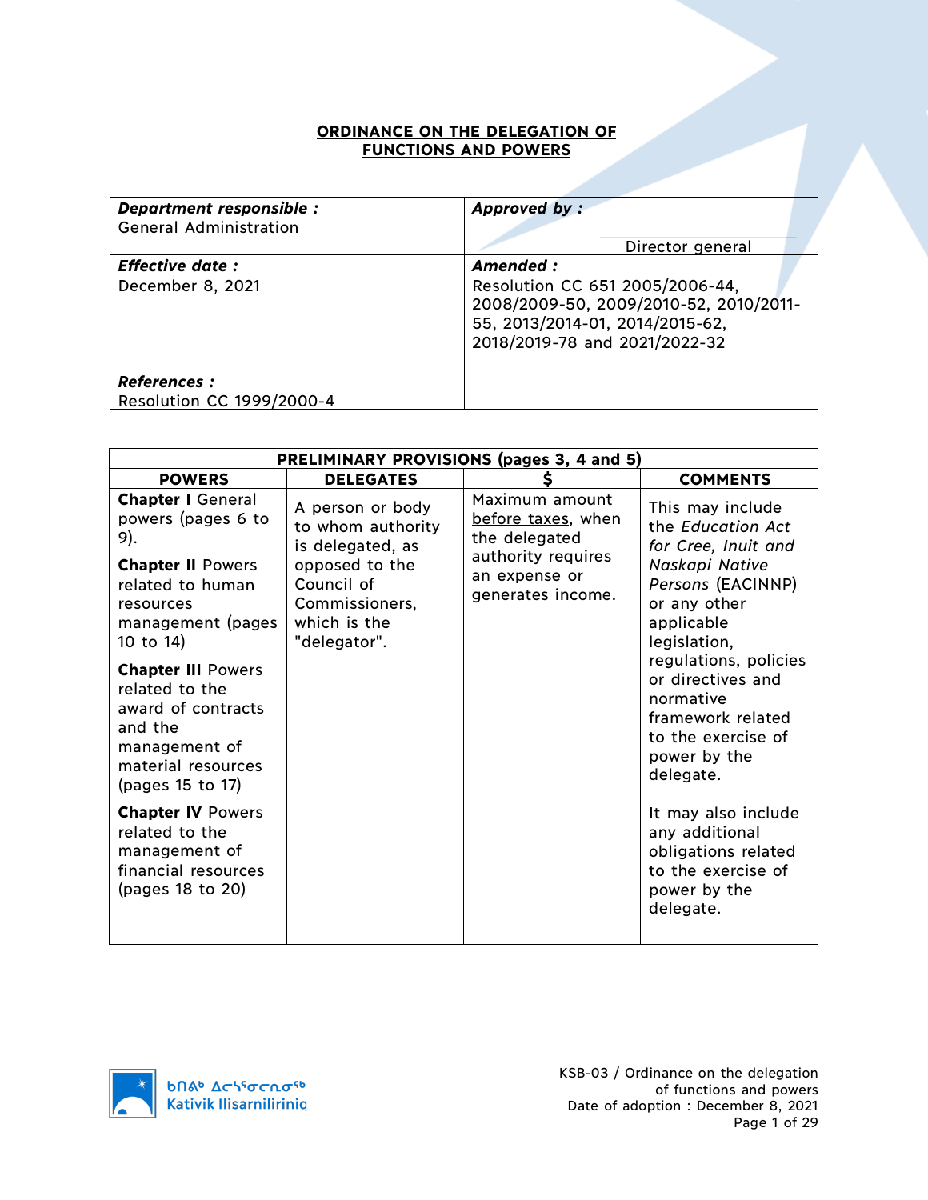# ORDINANCE ON THE DELEGATION OF FUNCTIONS AND POWERS

| **_Department responsible :_** General Administration | **_Approved by :_** <br><br>Director general |
|---|---|
| **_Effective date :_** December 8, 2021 | **_Amended :_** Resolution CC 651 2005/2006-44, 2008/2009-50, 2009/2010-52, 2010/2011-55, 2013/2014-01, 2014/2015-62, 2018/2019-78 and 2021/2022-32 |
| **_References :_** Resolution CC 1999/2000-4 | |

| PRELIMINARY PROVISIONS (pages 3, 4 and 5) | | | |
|---|---|---|---|
| **POWERS** | **DELEGATES** | **$** | **COMMENTS** |
| **Chapter I** General powers (pages 6 to 9).<br><br>**Chapter II** Powers related to human resources management (pages 10 to 14)<br><br>**Chapter III** Powers related to the award of contracts and the management of material resources (pages 15 to 17)<br><br>**Chapter IV** Powers related to the management of financial resources (pages 18 to 20) | A person or body to whom authority is delegated, as opposed to the Council of Commissioners, which is the "delegator". | Maximum amount before taxes, when the delegated authority requires an expense or generates income. | This may include the *Education Act for Cree, Inuit and Naskapi Native Persons* (EACINNP) or any other applicable legislation, regulations, policies or directives and normative framework related to the exercise of power by the delegate.<br><br>It may also include any additional obligations related to the exercise of power by the delegate. |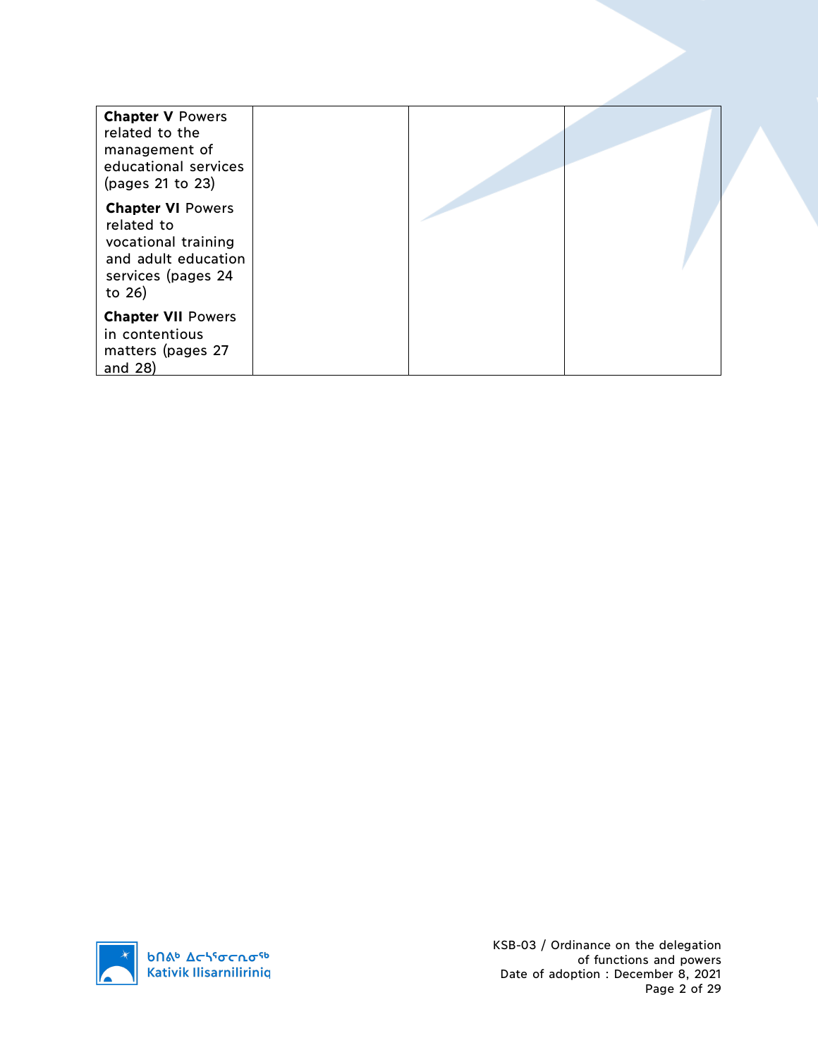| | | | |
|---|---|---|---|
| **Chapter V** Powers related to the management of educational services (pages 21 to 23)<br>**Chapter VI** Powers related to vocational training and adult education services (pages 24 to 26)<br>**Chapter VII** Powers in contentious matters (pages 27 and 28) | | | |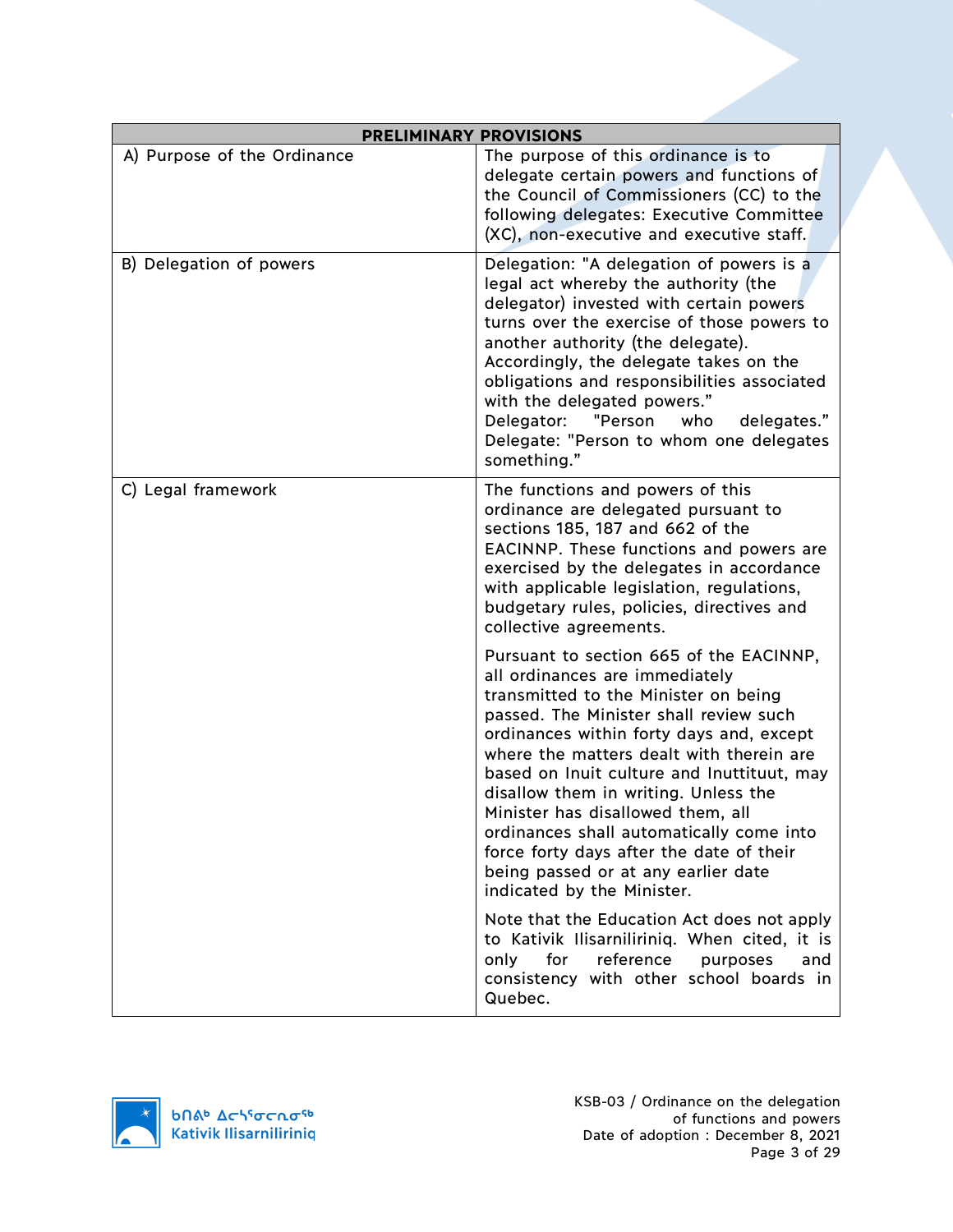| PRELIMINARY PROVISIONS | |
|---|---|
| A) Purpose of the Ordinance | The purpose of this ordinance is to delegate certain powers and functions of the Council of Commissioners (CC) to the following delegates: Executive Committee (XC), non-executive and executive staff. |
| B) Delegation of powers | Delegation: "A delegation of powers is a legal act whereby the authority (the delegator) invested with certain powers turns over the exercise of those powers to another authority (the delegate). Accordingly, the delegate takes on the obligations and responsibilities associated with the delegated powers."<br>Delegator: "Person who delegates."<br>Delegate: "Person to whom one delegates something." |
| C) Legal framework | The functions and powers of this ordinance are delegated pursuant to sections 185, 187 and 662 of the EACINNP. These functions and powers are exercised by the delegates in accordance with applicable legislation, regulations, budgetary rules, policies, directives and collective agreements.<br><br>Pursuant to section 665 of the EACINNP, all ordinances are immediately transmitted to the Minister on being passed. The Minister shall review such ordinances within forty days and, except where the matters dealt with therein are based on Inuit culture and Inuttituut, may disallow them in writing. Unless the Minister has disallowed them, all ordinances shall automatically come into force forty days after the date of their being passed or at any earlier date indicated by the Minister.<br><br>Note that the Education Act does not apply to Kativik Ilisarniliriniq. When cited, it is only for reference purposes and consistency with other school boards in Quebec. |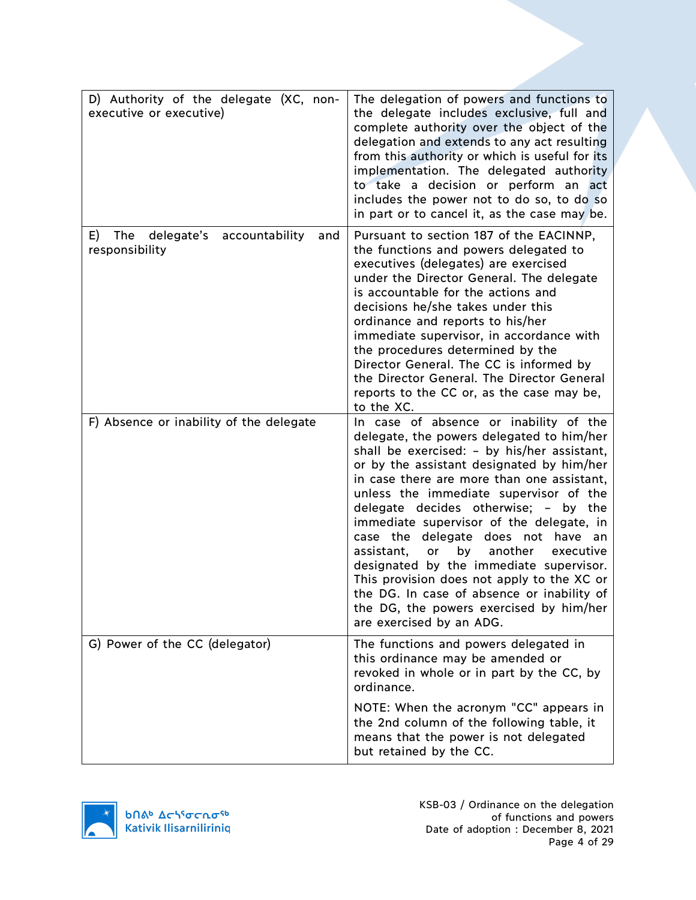| | |
|---|---|
| D) Authority of the delegate (XC, non-executive or executive) | The delegation of powers and functions to the delegate includes exclusive, full and complete authority over the object of the delegation and extends to any act resulting from this authority or which is useful for its implementation. The delegated authority to take a decision or perform an act includes the power not to do so, to do so in part or to cancel it, as the case may be. |
| E) The delegate's accountability and responsibility | Pursuant to section 187 of the EACINNP, the functions and powers delegated to executives (delegates) are exercised under the Director General. The delegate is accountable for the actions and decisions he/she takes under this ordinance and reports to his/her immediate supervisor, in accordance with the procedures determined by the Director General. The CC is informed by the Director General. The Director General reports to the CC or, as the case may be, to the XC. |
| F) Absence or inability of the delegate | In case of absence or inability of the delegate, the powers delegated to him/her shall be exercised: – by his/her assistant, or by the assistant designated by him/her in case there are more than one assistant, unless the immediate supervisor of the delegate decides otherwise; – by the immediate supervisor of the delegate, in case the delegate does not have an assistant, or by another executive designated by the immediate supervisor. This provision does not apply to the XC or the DG. In case of absence or inability of the DG, the powers exercised by him/her are exercised by an ADG. |
| G) Power of the CC (delegator) | The functions and powers delegated in this ordinance may be amended or revoked in whole or in part by the CC, by ordinance.<br><br>NOTE: When the acronym "CC" appears in the 2nd column of the following table, it means that the power is not delegated but retained by the CC. |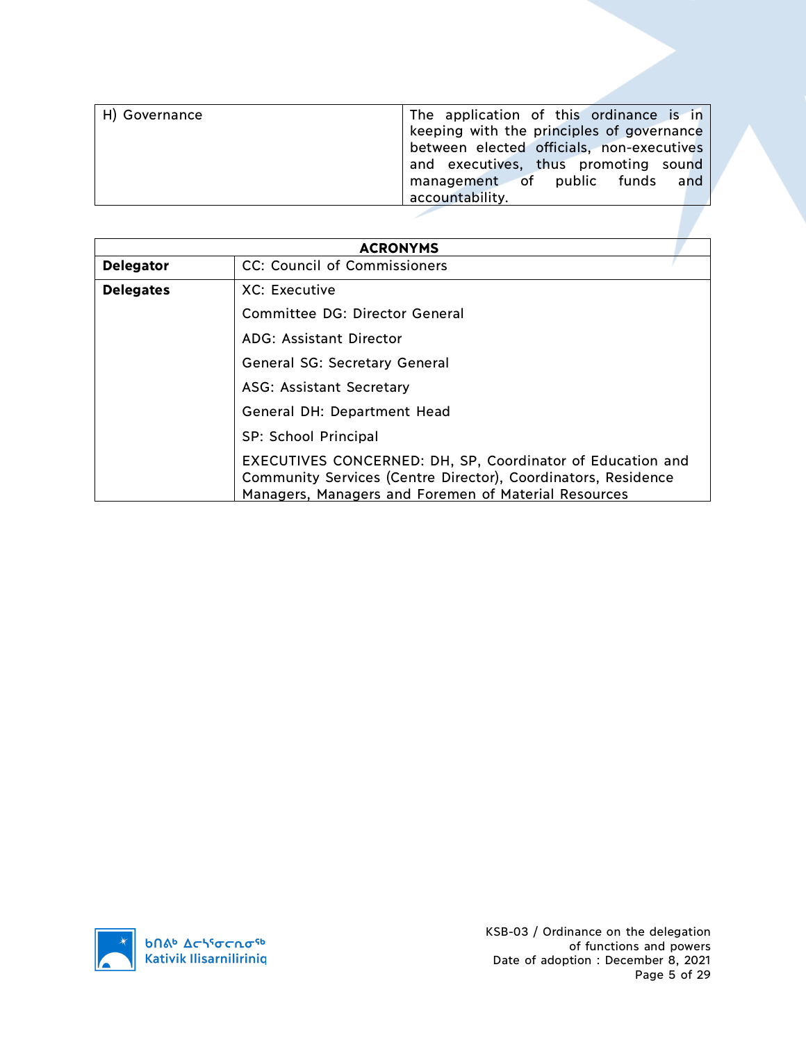| H) Governance | The application of this ordinance is in keeping with the principles of governance between elected officials, non-executives and executives, thus promoting sound management of public funds and accountability. |
|---|---|

| ACRONYMS | |
|---|---|
| **Delegator** | CC: Council of Commissioners |
| **Delegates** | XC: Executive<br>Committee DG: Director General<br>ADG: Assistant Director<br>General SG: Secretary General<br>ASG: Assistant Secretary<br>General DH: Department Head<br>SP: School Principal<br>EXECUTIVES CONCERNED: DH, SP, Coordinator of Education and Community Services (Centre Director), Coordinators, Residence Managers, Managers and Foremen of Material Resources |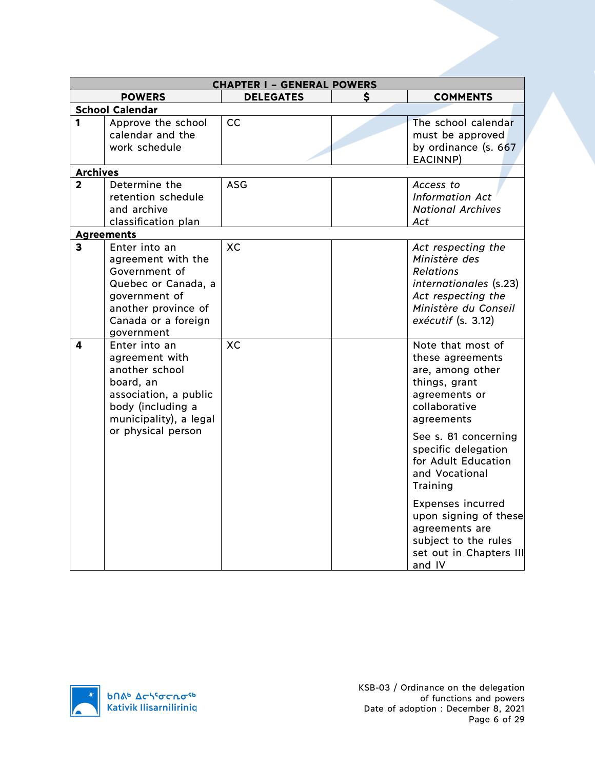| CHAPTER I – GENERAL POWERS | | | | |
|---|---|---|---|---|
| **POWERS** | | **DELEGATES** | **$** | **COMMENTS** |
| **School Calendar** | | | | |
| **1** | Approve the school calendar and the work schedule | CC | | The school calendar must be approved by ordinance (s. 667 EACINNP) |
| **Archives** | | | | |
| **2** | Determine the retention schedule and archive classification plan | ASG | | *Access to Information Act* *National Archives Act* |
| **Agreements** | | | | |
| **3** | Enter into an agreement with the Government of Quebec or Canada, a government of another province of Canada or a foreign government | XC | | *Act respecting the Ministère des Relations internationales* (s.23) *Act respecting the Ministère du Conseil exécutif* (s. 3.12) |
| **4** | Enter into an agreement with another school board, an association, a public body (including a municipality), a legal or physical person | XC | | Note that most of these agreements are, among other things, grant agreements or collaborative agreements<br><br>See s. 81 concerning specific delegation for Adult Education and Vocational Training<br><br>Expenses incurred upon signing of these agreements are subject to the rules set out in Chapters III and IV |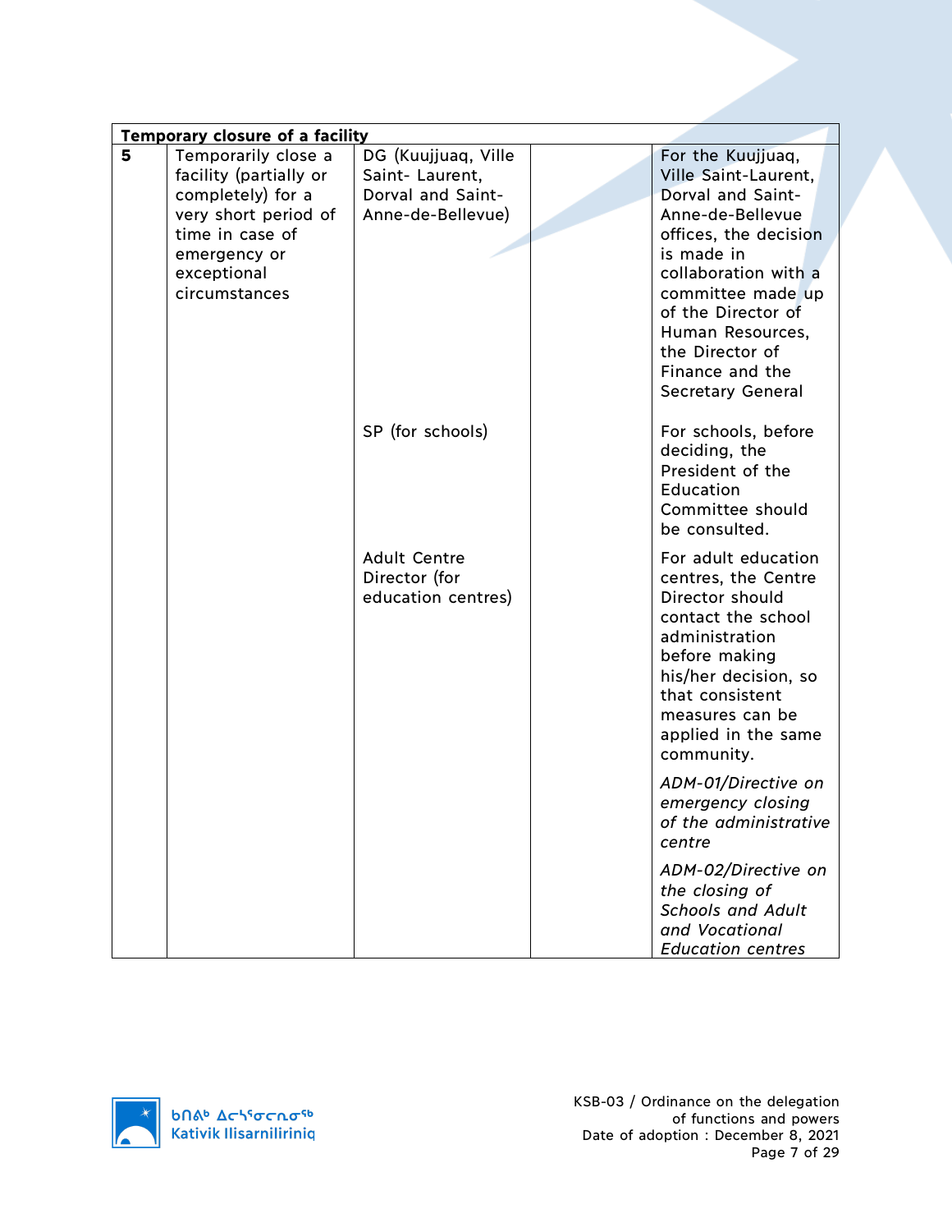| Temporary closure of a facility | | | | |
|---|---|---|---|---|
| 5 | Temporarily close a facility (partially or completely) for a very short period of time in case of emergency or exceptional circumstances | DG (Kuujjuaq, Ville Saint- Laurent, Dorval and Saint-Anne-de-Bellevue) | | For the Kuujjuaq, Ville Saint-Laurent, Dorval and Saint-Anne-de-Bellevue offices, the decision is made in collaboration with a committee made up of the Director of Human Resources, the Director of Finance and the Secretary General |
| | | SP (for schools) | | For schools, before deciding, the President of the Education Committee should be consulted. |
| | | Adult Centre Director (for education centres) | | For adult education centres, the Centre Director should contact the school administration before making his/her decision, so that consistent measures can be applied in the same community.<br><br>*ADM-01/Directive on emergency closing of the administrative centre*<br><br>*ADM-02/Directive on the closing of Schools and Adult and Vocational Education centres* |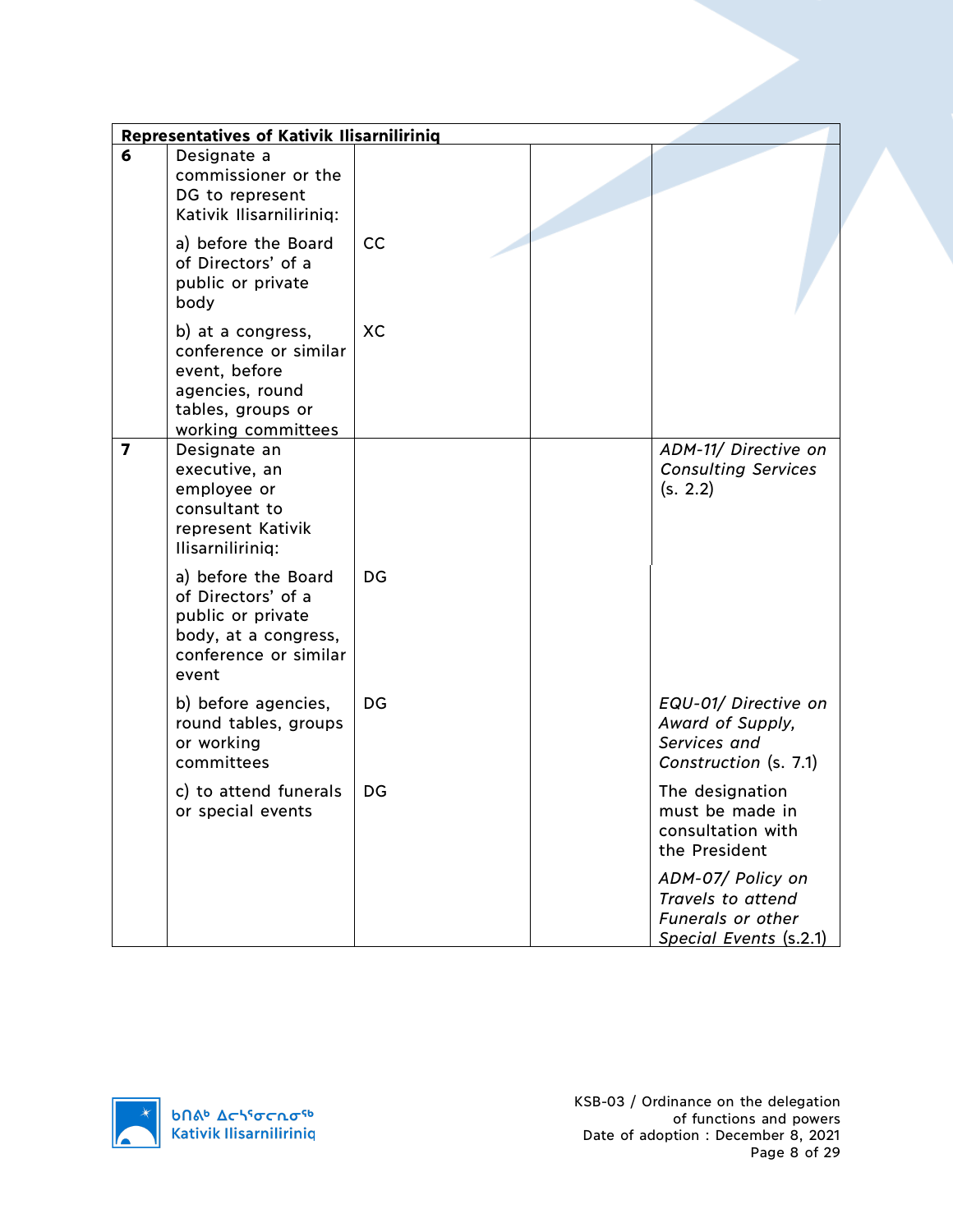| Representatives of Kativik Ilisarniliriniq | | | | |
|---|---|---|---|---|
| **6** | Designate a commissioner or the DG to represent Kativik Ilisarniliriniq: | | | |
| | a) before the Board of Directors' of a public or private body | CC | | |
| | b) at a congress, conference or similar event, before agencies, round tables, groups or working committees | XC | | |
| **7** | Designate an executive, an employee or consultant to represent Kativik Ilisarniliriniq: | | | *ADM-11/ Directive on Consulting Services* (s. 2.2) |
| | a) before the Board of Directors' of a public or private body, at a congress, conference or similar event | DG | | |
| | b) before agencies, round tables, groups or working committees | DG | | *EQU-01/ Directive on Award of Supply, Services and Construction* (s. 7.1) |
| | c) to attend funerals or special events | DG | | The designation must be made in consultation with the President<br><br>*ADM-07/ Policy on Travels to attend Funerals or other Special Events* (s.2.1) |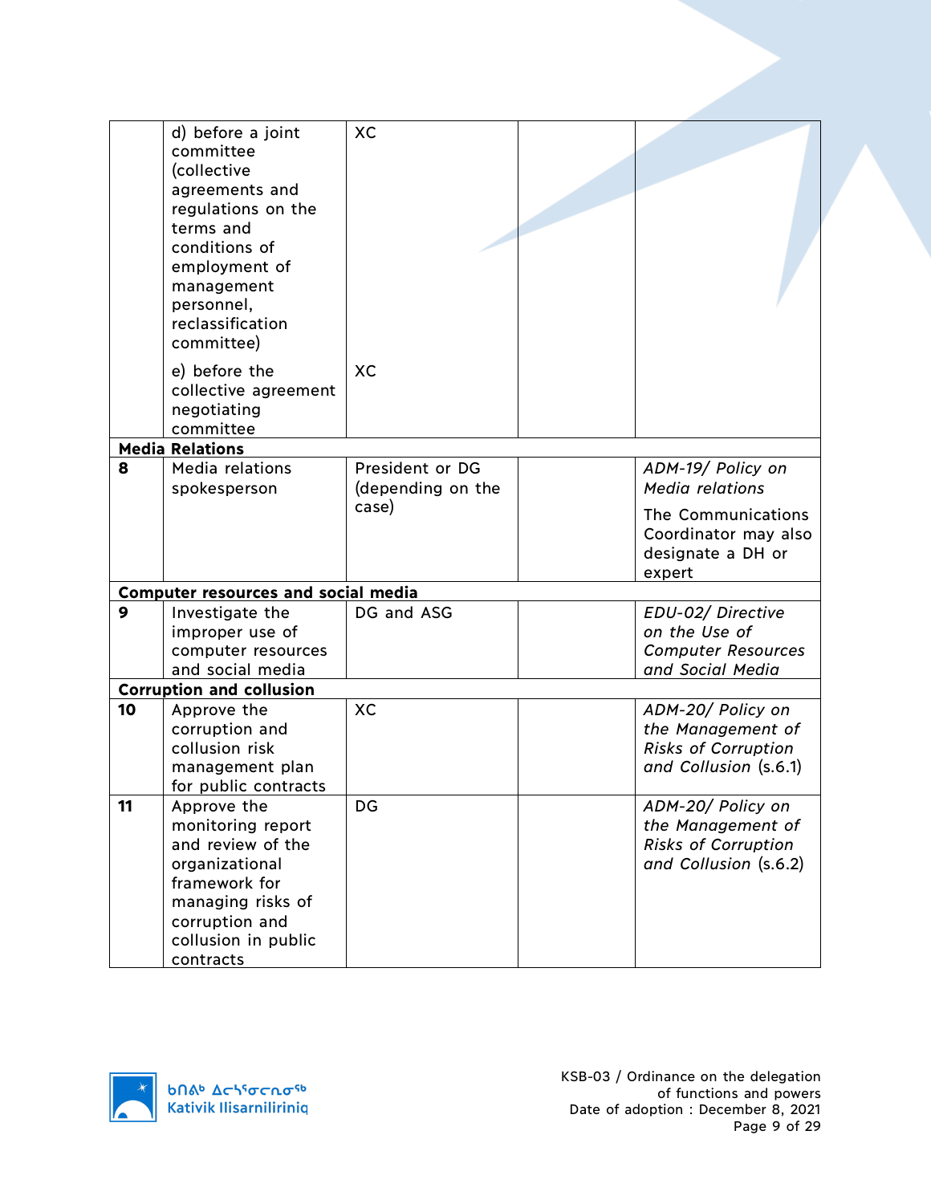| | | | | |
|---|---|---|---|---|
| | d) before a joint committee (collective agreements and regulations on the terms and conditions of employment of management personnel, reclassification committee) | XC | | |
| | e) before the collective agreement negotiating committee | XC | | |
| **Media Relations** | | | | |
| **8** | Media relations spokesperson | President or DG (depending on the case) | | *ADM-19/ Policy on Media relations*<br><br>The Communications Coordinator may also designate a DH or expert |
| **Computer resources and social media** | | | | |
| **9** | Investigate the improper use of computer resources and social media | DG and ASG | | *EDU-02/ Directive on the Use of Computer Resources and Social Media* |
| **Corruption and collusion** | | | | |
| **10** | Approve the corruption and collusion risk management plan for public contracts | XC | | *ADM-20/ Policy on the Management of Risks of Corruption and Collusion* (s.6.1) |
| **11** | Approve the monitoring report and review of the organizational framework for managing risks of corruption and collusion in public contracts | DG | | *ADM-20/ Policy on the Management of Risks of Corruption and Collusion* (s.6.2) |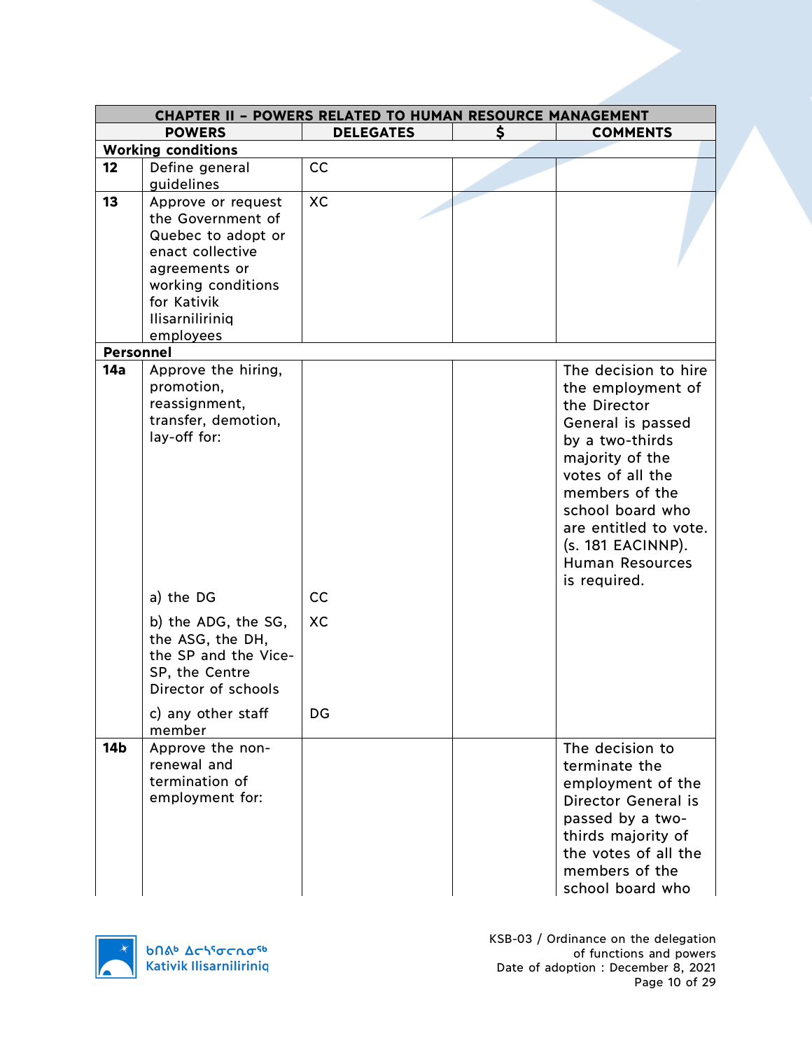| CHAPTER II – POWERS RELATED TO HUMAN RESOURCE MANAGEMENT | | | | |
|---|---|---|---|---|
| **POWERS** | | **DELEGATES** | **$** | **COMMENTS** |
| **Working conditions** | | | | |
| **12** | Define general guidelines | CC | | |
| **13** | Approve or request the Government of Quebec to adopt or enact collective agreements or working conditions for Kativik Ilisarniliriniq employees | XC | | |
| **Personnel** | | | | |
| **14a** | Approve the hiring, promotion, reassignment, transfer, demotion, lay-off for: | | | The decision to hire the employment of the Director General is passed by a two-thirds majority of the votes of all the members of the school board who are entitled to vote. (s. 181 EACINNP). Human Resources is required. |
| | a) the DG | CC | | |
| | b) the ADG, the SG, the ASG, the DH, the SP and the Vice-SP, the Centre Director of schools | XC | | |
| | c) any other staff member | DG | | |
| **14b** | Approve the non-renewal and termination of employment for: | | | The decision to terminate the employment of the Director General is passed by a two-thirds majority of the votes of all the members of the school board who |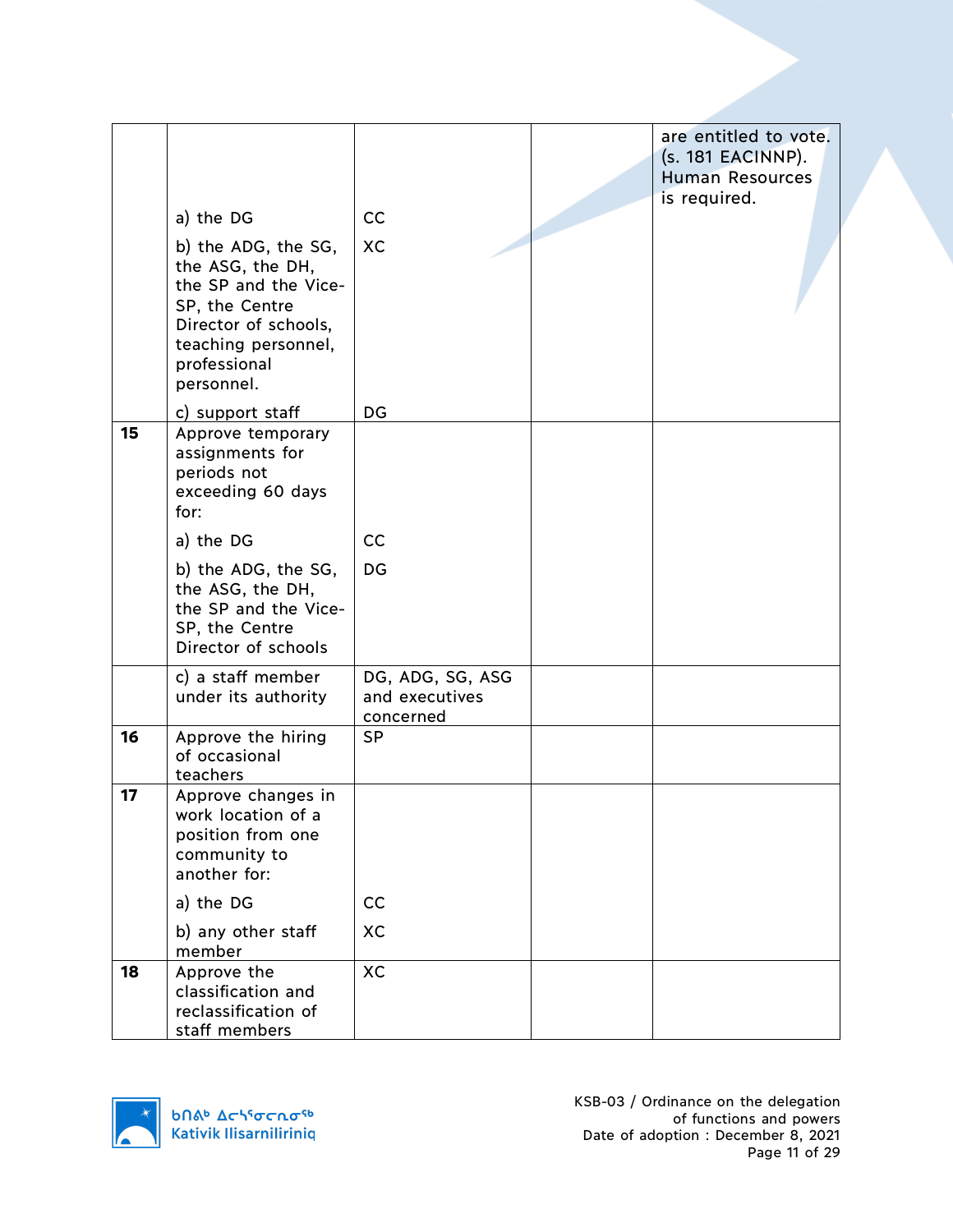| | | | | |
|---|---|---|---|---|
| | a) the DG | CC | | are entitled to vote. (s. 181 EACINNP). Human Resources is required. |
| | b) the ADG, the SG, the ASG, the DH, the SP and the Vice-SP, the Centre Director of schools, teaching personnel, professional personnel. | XC | | |
| | c) support staff | DG | | |
| **15** | Approve temporary assignments for periods not exceeding 60 days for: | | | |
| | a) the DG | CC | | |
| | b) the ADG, the SG, the ASG, the DH, the SP and the Vice-SP, the Centre Director of schools | DG | | |
| | c) a staff member under its authority | DG, ADG, SG, ASG and executives concerned | | |
| **16** | Approve the hiring of occasional teachers | SP | | |
| **17** | Approve changes in work location of a position from one community to another for: | | | |
| | a) the DG | CC | | |
| | b) any other staff member | XC | | |
| **18** | Approve the classification and reclassification of staff members | XC | | |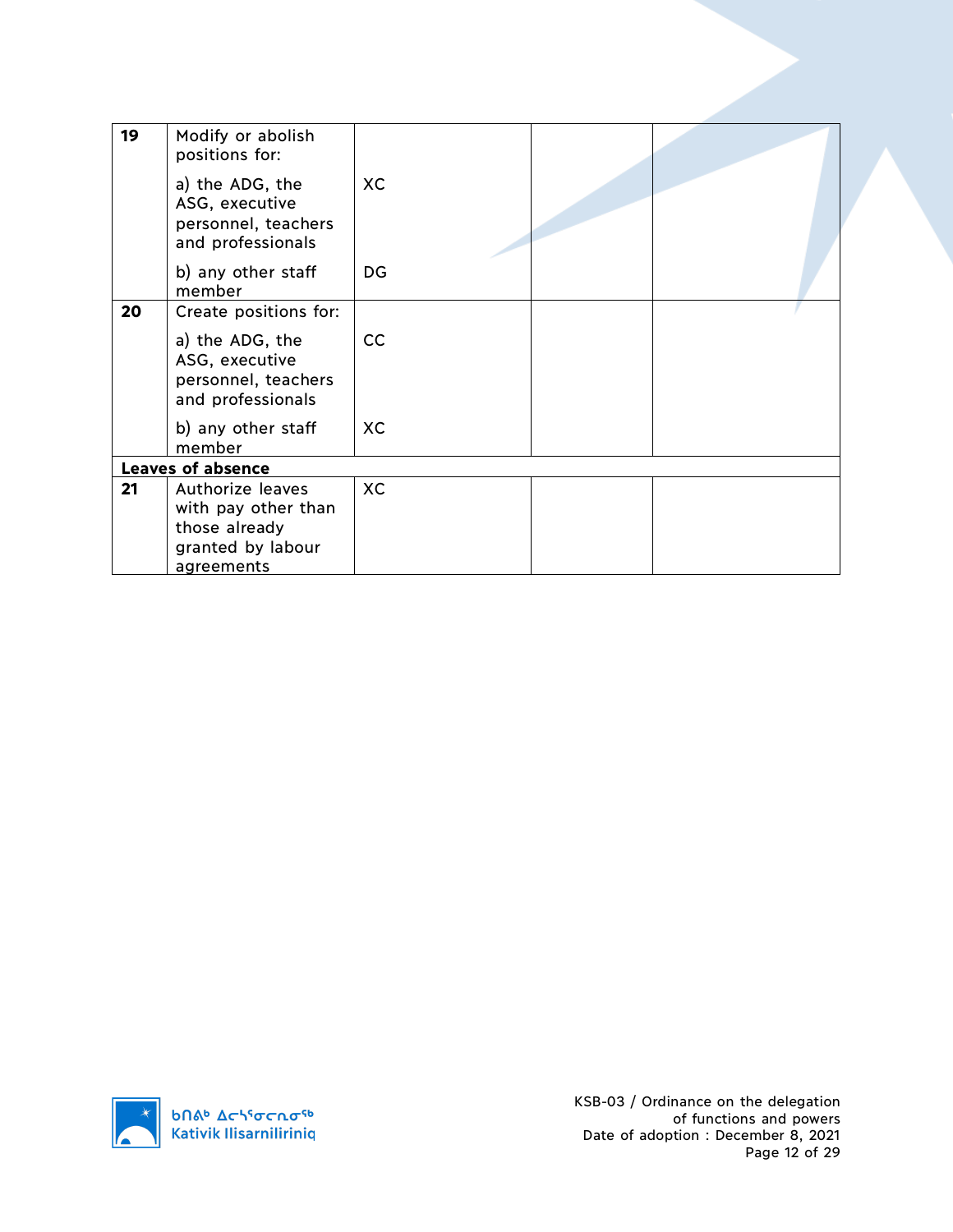| | | | | |
|---|---|---|---|---|
| **19** | Modify or abolish positions for:<br>a) the ADG, the ASG, executive personnel, teachers and professionals<br>b) any other staff member | <br>XC<br><br>DG | | |
| **20** | Create positions for:<br>a) the ADG, the ASG, executive personnel, teachers and professionals<br>b) any other staff member | <br>CC<br><br>XC | | |
| **Leaves of absence** | | | | |
| **21** | Authorize leaves with pay other than those already granted by labour agreements | XC | | |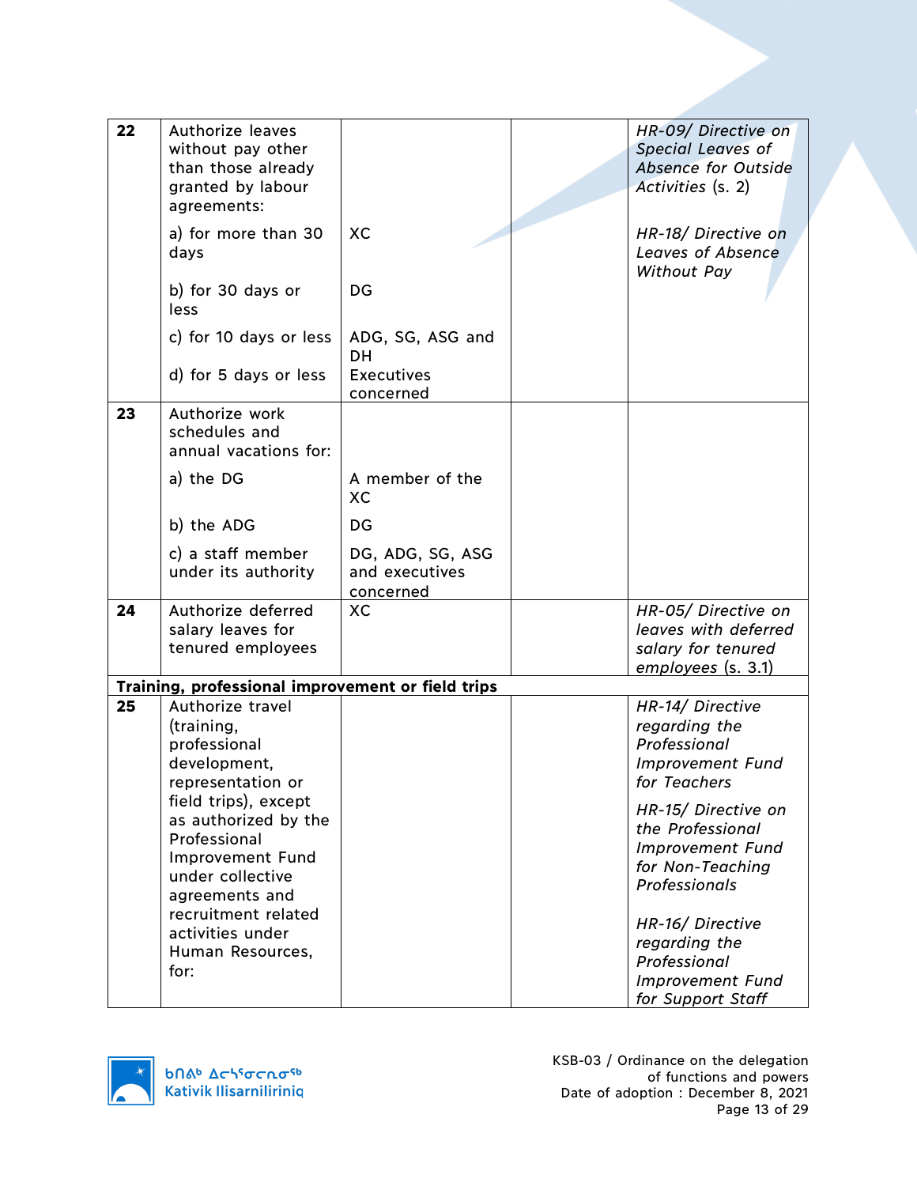| | | | | |
|---|---|---|---|---|
| **22** | Authorize leaves without pay other than those already granted by labour agreements:<br><br>a) for more than 30 days<br><br>b) for 30 days or less<br><br>c) for 10 days or less<br><br>d) for 5 days or less | <br><br><br><br>XC<br><br>DG<br><br>ADG, SG, ASG and DH<br>Executives concerned | | *HR-09/ Directive on Special Leaves of Absence for Outside Activities* (s. 2)<br><br>*HR-18/ Directive on Leaves of Absence Without Pay* |
| **23** | Authorize work schedules and annual vacations for:<br><br>a) the DG<br><br>b) the ADG<br><br>c) a staff member under its authority | <br><br><br>A member of the XC<br><br>DG<br><br>DG, ADG, SG, ASG and executives concerned | | |
| **24** | Authorize deferred salary leaves for tenured employees | XC | | *HR-05/ Directive on leaves with deferred salary for tenured employees* (s. 3.1) |
| **Training, professional improvement or field trips** | | | | |
| **25** | Authorize travel (training, professional development, representation or field trips), except as authorized by the Professional Improvement Fund under collective agreements and recruitment related activities under Human Resources, for: | | | *HR-14/ Directive regarding the Professional Improvement Fund for Teachers*<br><br>*HR-15/ Directive on the Professional Improvement Fund for Non-Teaching Professionals*<br><br>*HR-16/ Directive regarding the Professional Improvement Fund for Support Staff* |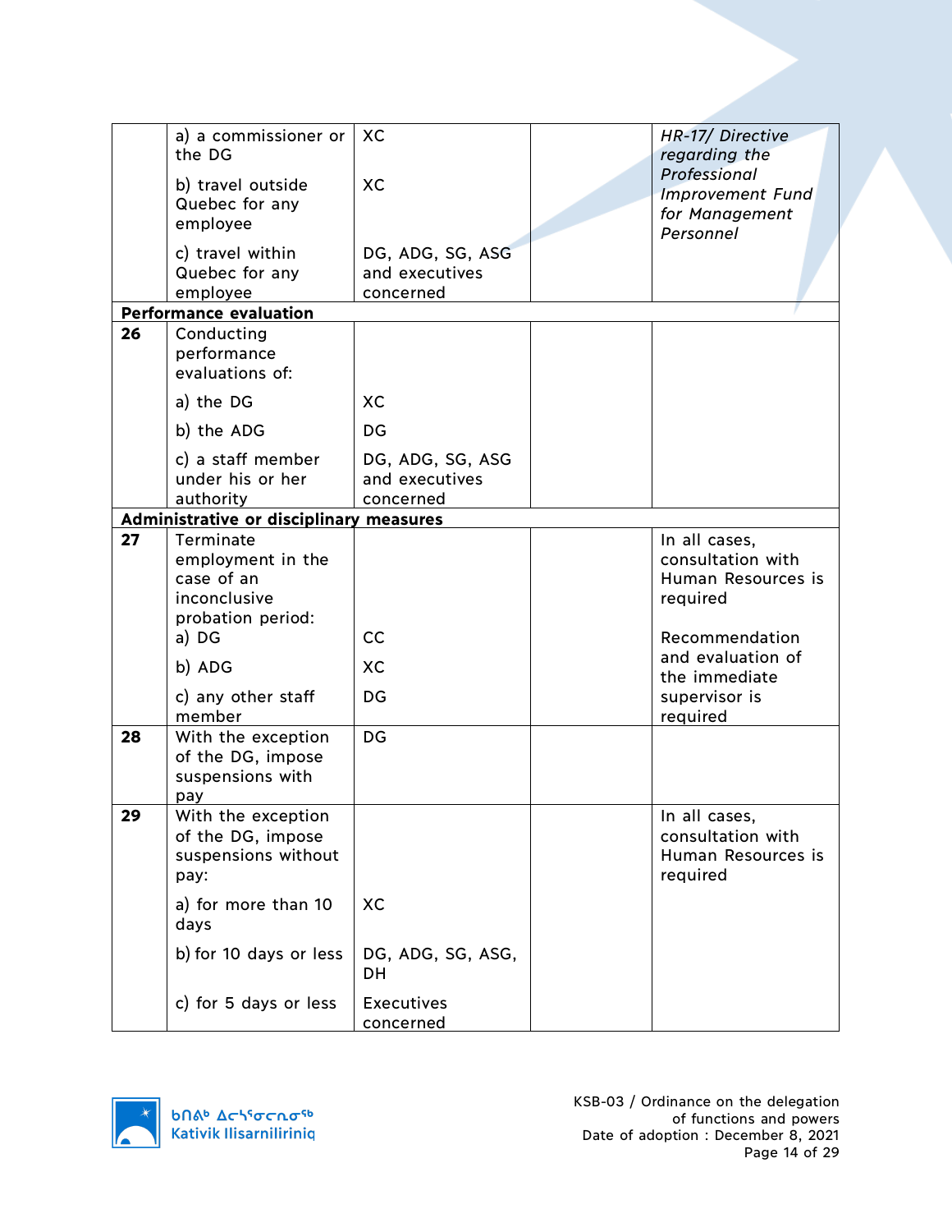| | | | | |
|---|---|---|---|---|
| | a) a commissioner or the DG | XC | | *HR-17/ Directive regarding the Professional Improvement Fund for Management Personnel* |
| | b) travel outside Quebec for any employee | XC | | |
| | c) travel within Quebec for any employee | DG, ADG, SG, ASG and executives concerned | | |
| **Performance evaluation** | | | | |
| **26** | Conducting performance evaluations of: | | | |
| | a) the DG | XC | | |
| | b) the ADG | DG | | |
| | c) a staff member under his or her authority | DG, ADG, SG, ASG and executives concerned | | |
| **Administrative or disciplinary measures** | | | | |
| **27** | Terminate employment in the case of an inconclusive probation period: | | | In all cases, consultation with Human Resources is required |
| | a) DG | CC | | Recommendation and evaluation of the immediate supervisor is required |
| | b) ADG | XC | | |
| | c) any other staff member | DG | | |
| **28** | With the exception of the DG, impose suspensions with pay | DG | | |
| **29** | With the exception of the DG, impose suspensions without pay: | | | In all cases, consultation with Human Resources is required |
| | a) for more than 10 days | XC | | |
| | b) for 10 days or less | DG, ADG, SG, ASG, DH | | |
| | c) for 5 days or less | Executives concerned | | |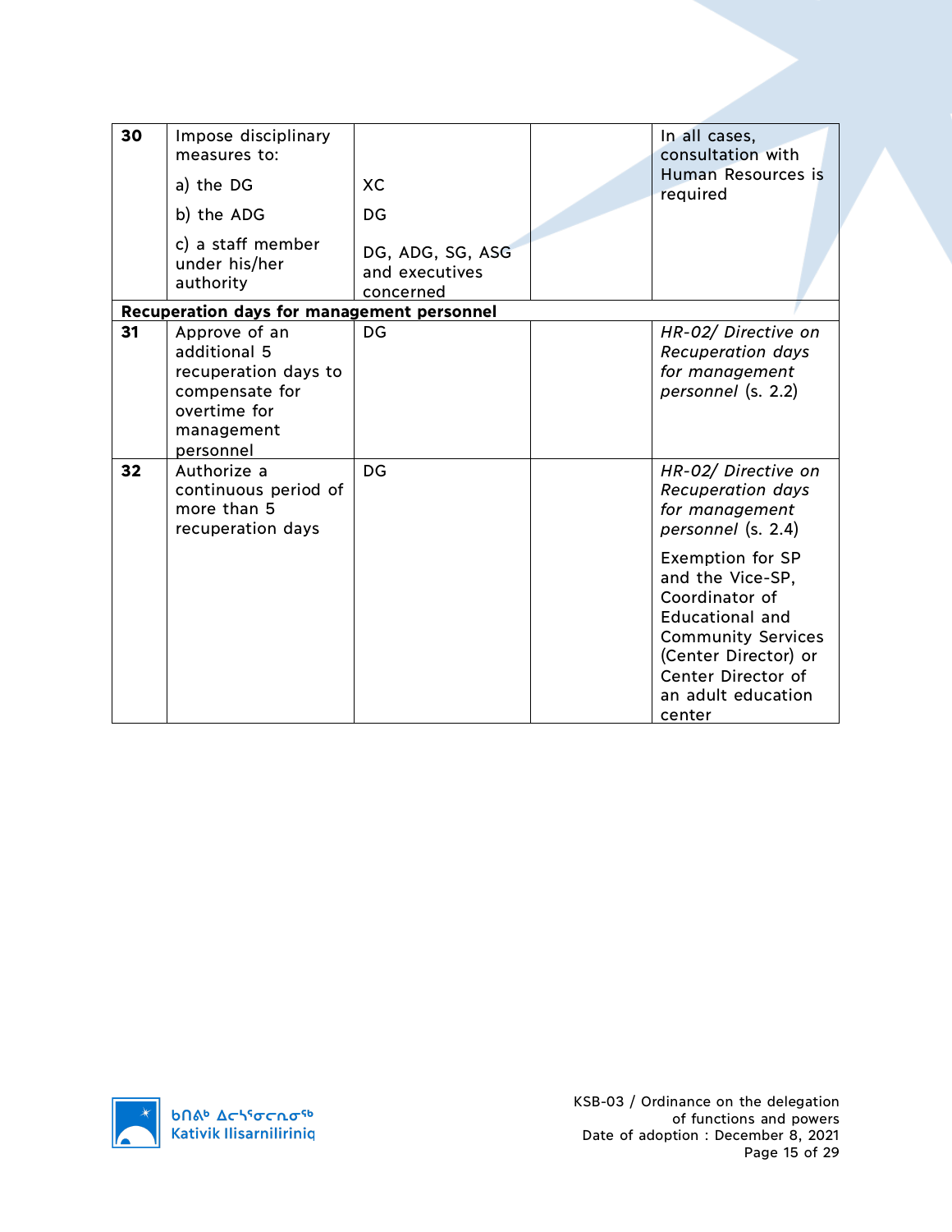| | | | | |
|---|---|---|---|---|
| **30** | Impose disciplinary measures to:<br>a) the DG<br>b) the ADG<br>c) a staff member under his/her authority | <br>XC<br>DG<br>DG, ADG, SG, ASG and executives concerned | | In all cases, consultation with Human Resources is required |
| **Recuperation days for management personnel** | | | | |
| **31** | Approve of an additional 5 recuperation days to compensate for overtime for management personnel | DG | | *HR-02/ Directive on Recuperation days for management personnel* (s. 2.2) |
| **32** | Authorize a continuous period of more than 5 recuperation days | DG | | *HR-02/ Directive on Recuperation days for management personnel* (s. 2.4)<br>Exemption for SP and the Vice-SP, Coordinator of Educational and Community Services (Center Director) or Center Director of an adult education center |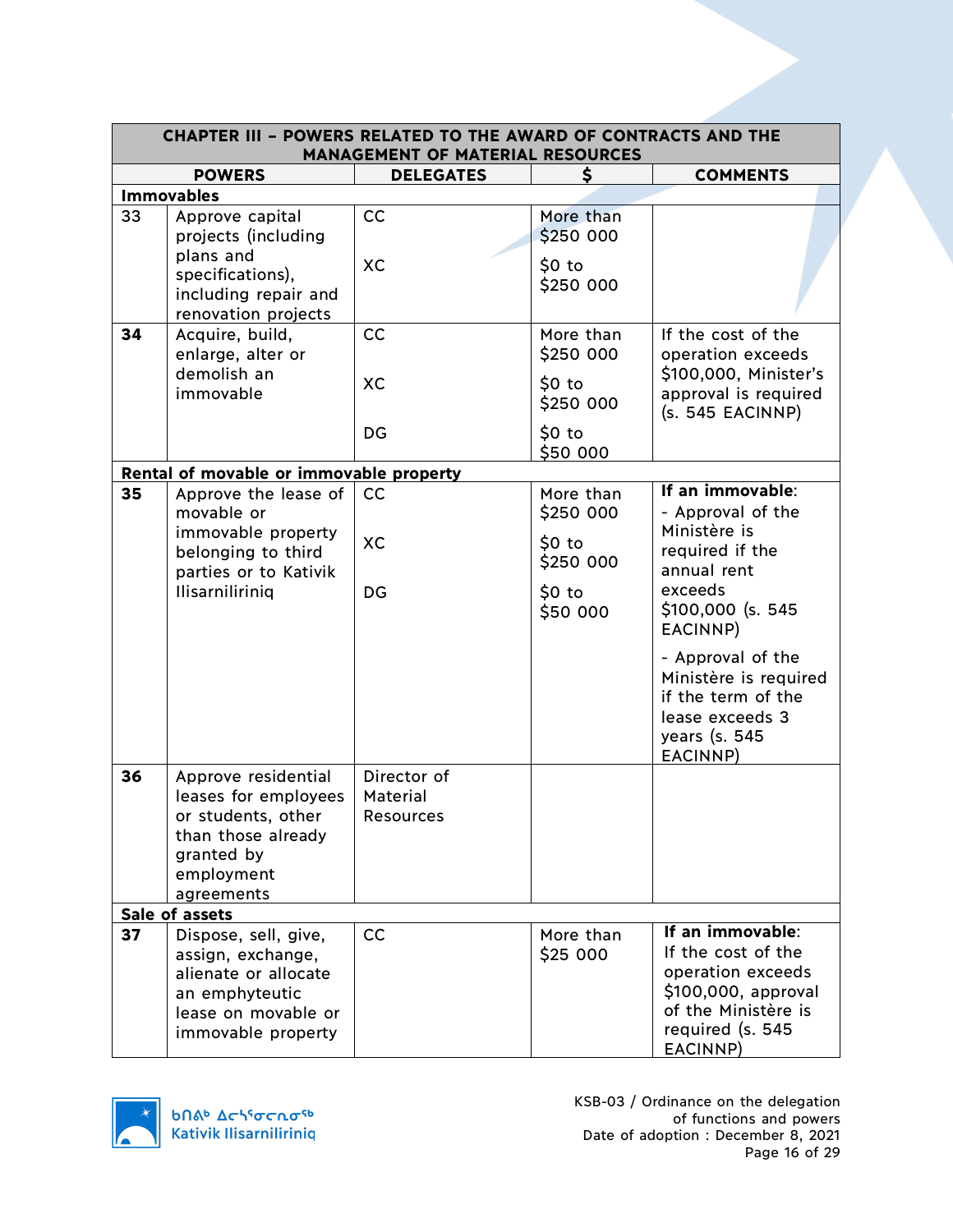| CHAPTER III – POWERS RELATED TO THE AWARD OF CONTRACTS AND THE MANAGEMENT OF MATERIAL RESOURCES | | | | |
|---|---|---|---|---|
| POWERS | | DELEGATES | $ | COMMENTS |
| **Immovables** | | | | |
| 33 | Approve capital projects (including plans and specifications), including repair and renovation projects | CC<br><br>XC | More than $250 000<br><br>$0 to $250 000 | |
| **34** | Acquire, build, enlarge, alter or demolish an immovable | CC<br><br>XC<br><br>DG | More than $250 000<br><br>$0 to $250 000<br><br>$0 to $50 000 | If the cost of the operation exceeds $100,000, Minister's approval is required (s. 545 EACINNP) |
| **Rental of movable or immovable property** | | | | |
| **35** | Approve the lease of movable or immovable property belonging to third parties or to Kativik Ilisarniliriniq | CC<br><br>XC<br><br>DG | More than $250 000<br><br>$0 to $250 000<br><br>$0 to $50 000 | **If an immovable**:<br>- Approval of the Ministère is required if the annual rent exceeds $100,000 (s. 545 EACINNP)<br>- Approval of the Ministère is required if the term of the lease exceeds 3 years (s. 545 EACINNP) |
| **36** | Approve residential leases for employees or students, other than those already granted by employment agreements | Director of Material Resources | | |
| **Sale of assets** | | | | |
| **37** | Dispose, sell, give, assign, exchange, alienate or allocate an emphyteutic lease on movable or immovable property | CC | More than $25 000 | **If an immovable**:<br>If the cost of the operation exceeds $100,000, approval of the Ministère is required (s. 545 EACINNP) |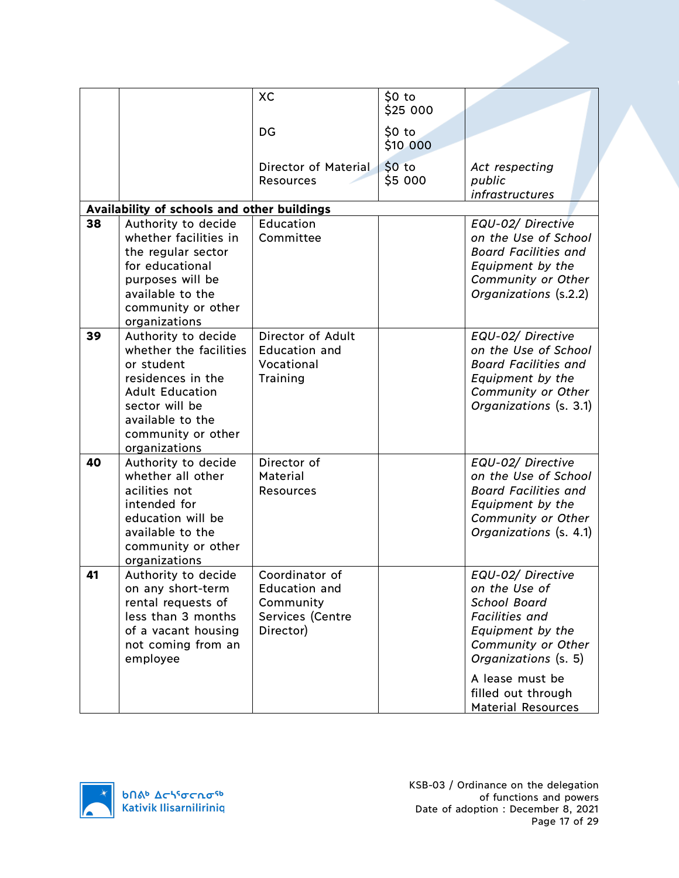| | | | | |
|---|---|---|---|---|
| | | XC<br><br>DG<br><br>Director of Material Resources | $0 to $25 000<br><br>$0 to $10 000<br><br>$0 to $5 000 | *Act respecting public infrastructures* |
| **Availability of schools and other buildings** | | | | |
| **38** | Authority to decide whether facilities in the regular sector for educational purposes will be available to the community or other organizations | Education Committee | | *EQU-02/ Directive on the Use of School Board Facilities and Equipment by the Community or Other Organizations* (s.2.2) |
| **39** | Authority to decide whether the facilities or student residences in the Adult Education sector will be available to the community or other organizations | Director of Adult Education and Vocational Training | | *EQU-02/ Directive on the Use of School Board Facilities and Equipment by the Community or Other Organizations* (s. 3.1) |
| **40** | Authority to decide whether all other acilities not intended for education will be available to the community or other organizations | Director of Material Resources | | *EQU-02/ Directive on the Use of School Board Facilities and Equipment by the Community or Other Organizations* (s. 4.1) |
| **41** | Authority to decide on any short-term rental requests of less than 3 months of a vacant housing not coming from an employee | Coordinator of Education and Community Services (Centre Director) | | *EQU-02/ Directive on the Use of School Board Facilities and Equipment by the Community or Other Organizations* (s. 5)<br><br>A lease must be filled out through Material Resources |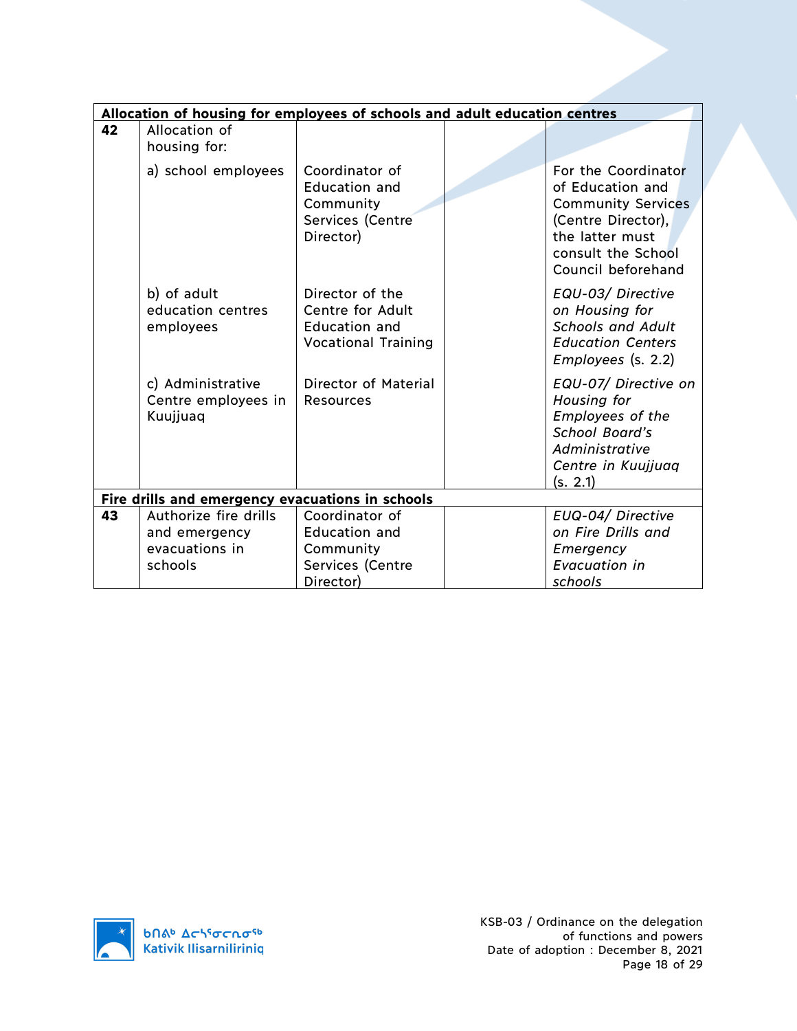| | | | | |
|---|---|---|---|---|
| **Allocation of housing for employees of schools and adult education centres** | | | | |
| **42** | Allocation of housing for: | | | |
| | a) school employees | Coordinator of Education and Community Services (Centre Director) | | For the Coordinator of Education and Community Services (Centre Director), the latter must consult the School Council beforehand |
| | b) of adult education centres employees | Director of the Centre for Adult Education and Vocational Training | | *EQU-03/ Directive on Housing for Schools and Adult Education Centers Employees* (s. 2.2) |
| | c) Administrative Centre employees in Kuujjuaq | Director of Material Resources | | *EQU-07/ Directive on Housing for Employees of the School Board's Administrative Centre in Kuujjuaq* (s. 2.1) |
| **Fire drills and emergency evacuations in schools** | | | | |
| **43** | Authorize fire drills and emergency evacuations in schools | Coordinator of Education and Community Services (Centre Director) | | *EUQ-04/ Directive on Fire Drills and Emergency Evacuation in schools* |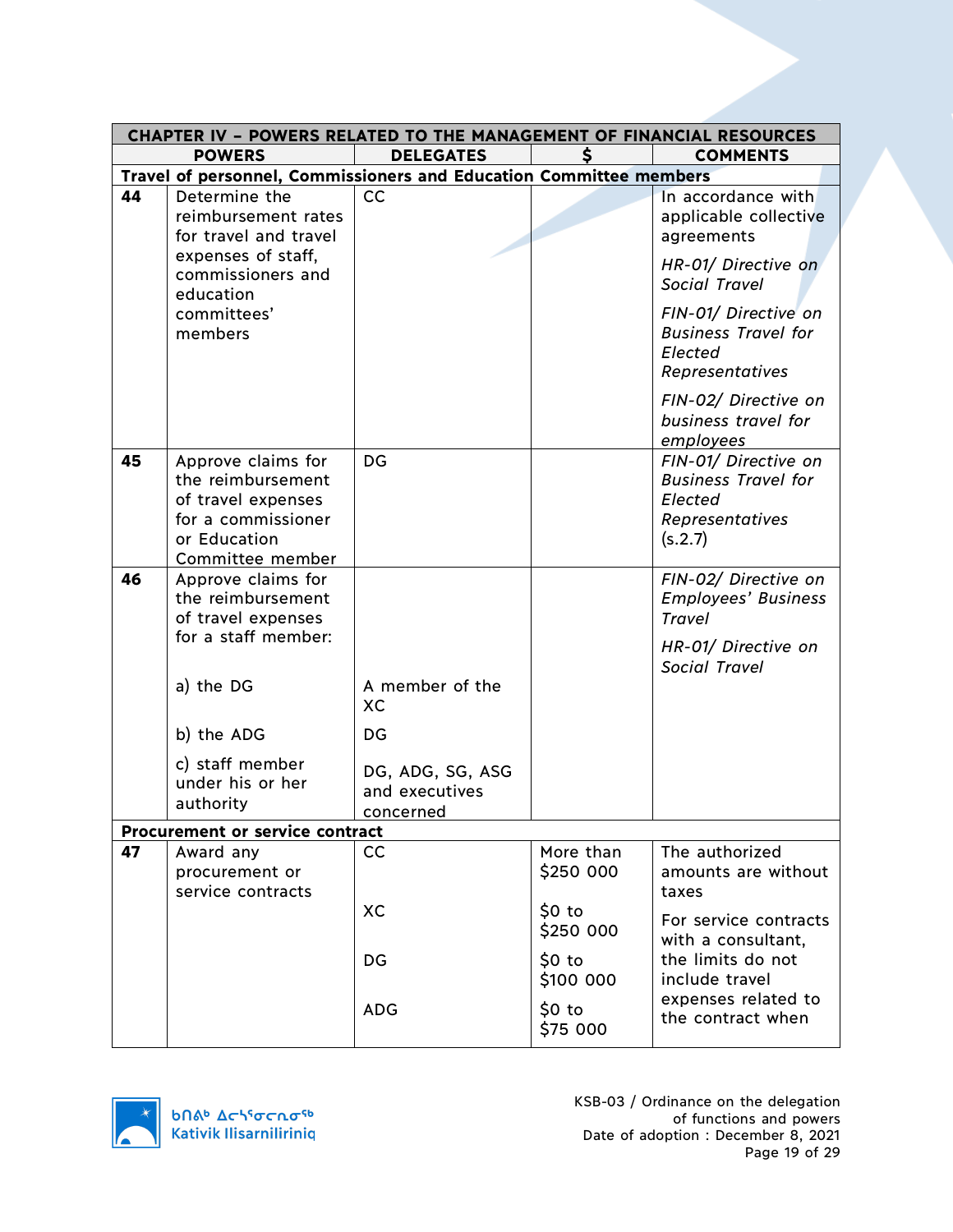| CHAPTER IV – POWERS RELATED TO THE MANAGEMENT OF FINANCIAL RESOURCES | | | | |
|---|---|---|---|---|
| **POWERS** | | **DELEGATES** | **$** | **COMMENTS** |
| **Travel of personnel, Commissioners and Education Committee members** | | | | |
| **44** | Determine the reimbursement rates for travel and travel expenses of staff, commissioners and education committees' members | CC | | In accordance with applicable collective agreements<br>*HR-01/ Directive on Social Travel*<br>*FIN-01/ Directive on Business Travel for Elected Representatives*<br>*FIN-02/ Directive on business travel for employees* |
| **45** | Approve claims for the reimbursement of travel expenses for a commissioner or Education Committee member | DG | | *FIN-01/ Directive on Business Travel for Elected Representatives* (s.2.7) |
| **46** | Approve claims for the reimbursement of travel expenses for a staff member:<br>a) the DG<br>b) the ADG<br>c) staff member under his or her authority | <br>A member of the XC<br>DG<br>DG, ADG, SG, ASG and executives concerned | | *FIN-02/ Directive on Employees' Business Travel*<br>*HR-01/ Directive on Social Travel* |
| **Procurement or service contract** | | | | |
| **47** | Award any procurement or service contracts | CC<br>XC<br>DG<br>ADG | More than $250 000<br>$0 to $250 000<br>$0 to $100 000<br>$0 to $75 000 | The authorized amounts are without taxes<br>For service contracts with a consultant, the limits do not include travel expenses related to the contract when |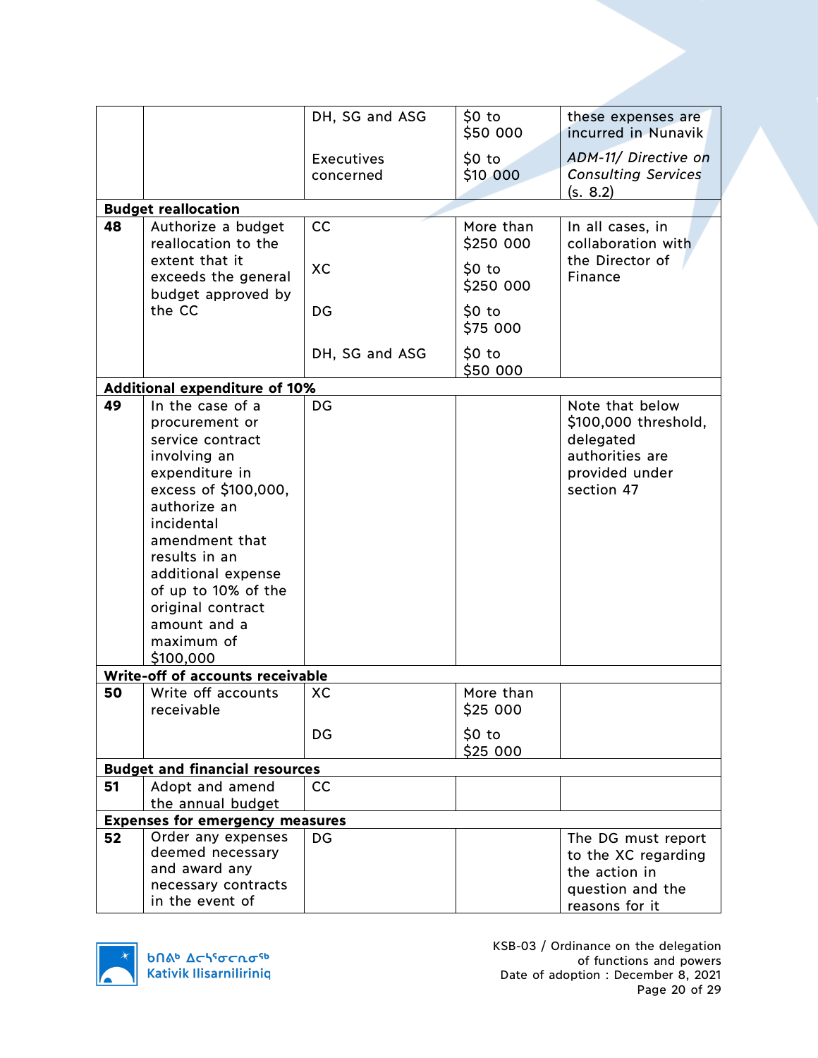| | | | | |
|---|---|---|---|---|
| | | DH, SG and ASG<br><br>Executives concerned | $0 to $50 000<br><br>$0 to $10 000 | these expenses are incurred in Nunavik<br><br>*ADM-11/ Directive on Consulting Services* (s. 8.2) |
| **Budget reallocation** | | | | |
| **48** | Authorize a budget reallocation to the extent that it exceeds the general budget approved by the CC | CC<br><br>XC<br><br>DG<br><br>DH, SG and ASG | More than $250 000<br><br>$0 to $250 000<br><br>$0 to $75 000<br><br>$0 to $50 000 | In all cases, in collaboration with the Director of Finance |
| **Additional expenditure of 10%** | | | | |
| **49** | In the case of a procurement or service contract involving an expenditure in excess of $100,000, authorize an incidental amendment that results in an additional expense of up to 10% of the original contract amount and a maximum of $100,000 | DG | | Note that below $100,000 threshold, delegated authorities are provided under section 47 |
| **Write-off of accounts receivable** | | | | |
| **50** | Write off accounts receivable | XC<br><br>DG | More than $25 000<br><br>$0 to $25 000 | |
| **Budget and financial resources** | | | | |
| **51** | Adopt and amend the annual budget | CC | | |
| **Expenses for emergency measures** | | | | |
| **52** | Order any expenses deemed necessary and award any necessary contracts in the event of | DG | | The DG must report to the XC regarding the action in question and the reasons for it |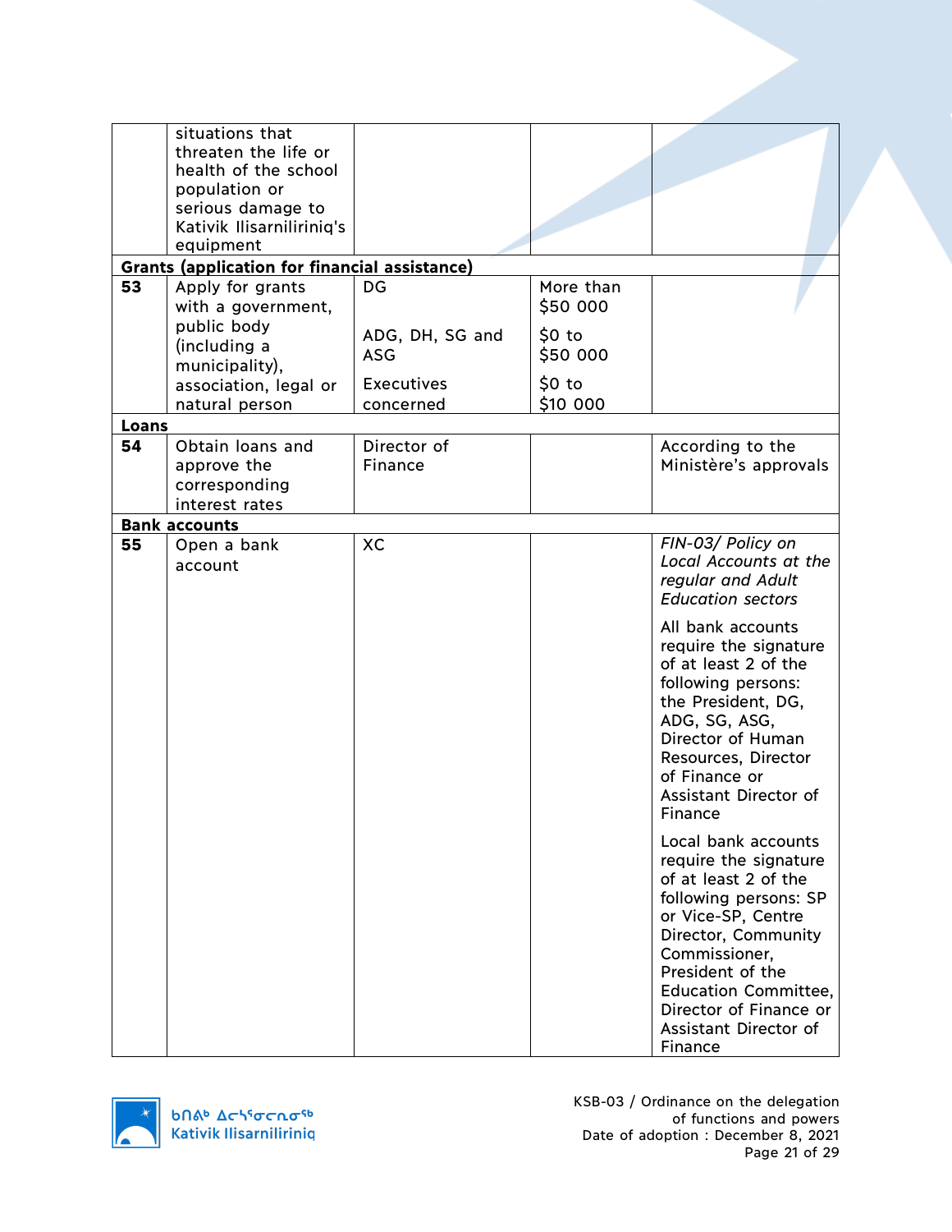|  | situations that threaten the life or health of the school population or serious damage to Kativik Ilisarniliriniq's equipment |  |  |  |
|---|---|---|---|---|
| **Grants (application for financial assistance)** |  |  |  |  |
| **53** | Apply for grants with a government, public body (including a municipality), association, legal or natural person | DG<br><br>ADG, DH, SG and ASG<br><br>Executives concerned | More than $50 000<br><br>$0 to $50 000<br><br>$0 to $10 000 |  |
| **Loans** |  |  |  |  |
| **54** | Obtain loans and approve the corresponding interest rates | Director of Finance |  | According to the Ministère's approvals |
| **Bank accounts** |  |  |  |  |
| **55** | Open a bank account | XC |  | *FIN-03/ Policy on Local Accounts at the regular and Adult Education sectors*<br><br>All bank accounts require the signature of at least 2 of the following persons: the President, DG, ADG, SG, ASG, Director of Human Resources, Director of Finance or Assistant Director of Finance<br><br>Local bank accounts require the signature of at least 2 of the following persons: SP or Vice-SP, Centre Director, Community Commissioner, President of the Education Committee, Director of Finance or Assistant Director of Finance |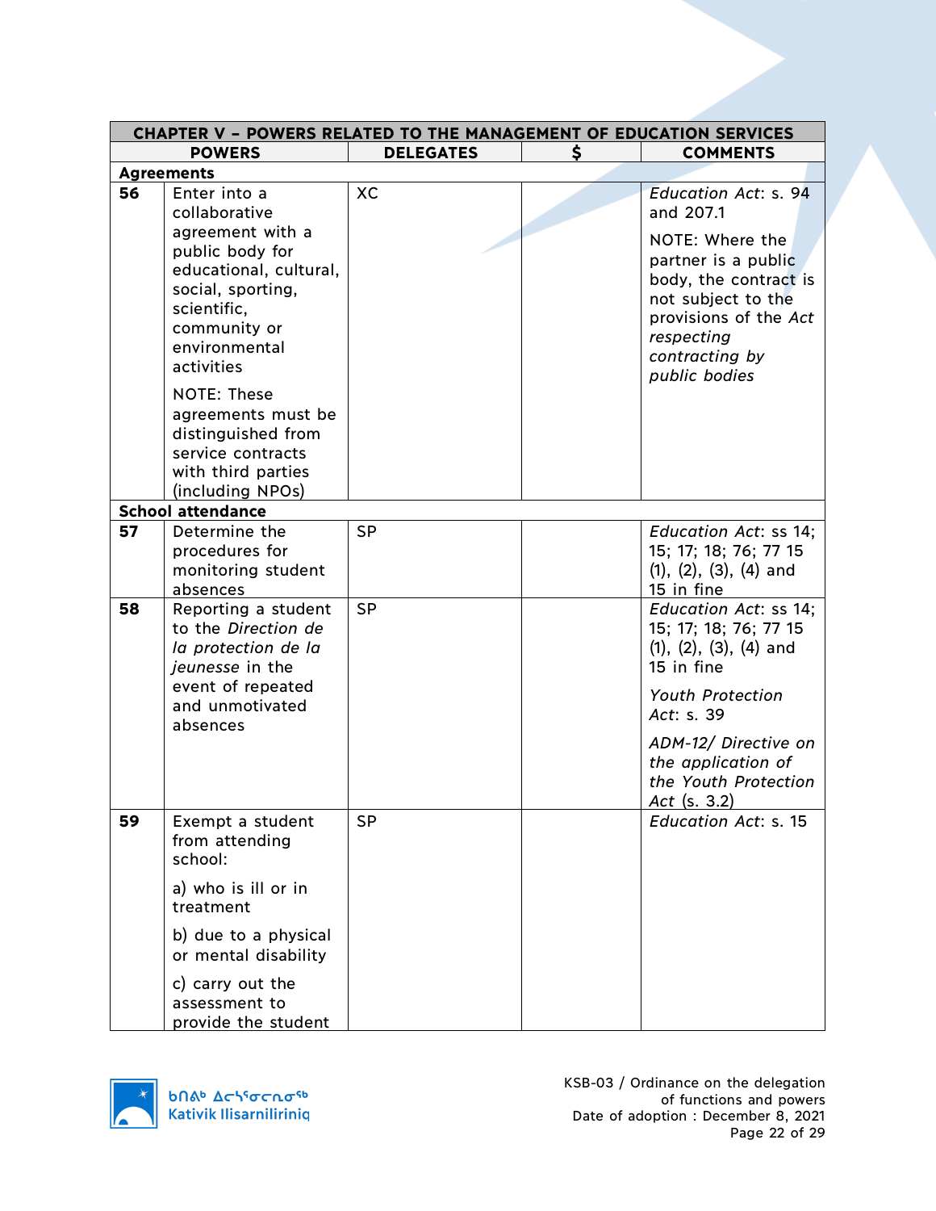| CHAPTER V – POWERS RELATED TO THE MANAGEMENT OF EDUCATION SERVICES | | | | |
|---|---|---|---|---|
| **POWERS** | | **DELEGATES** | **$** | **COMMENTS** |
| **Agreements** | | | | |
| **56** | Enter into a collaborative agreement with a public body for educational, cultural, social, sporting, scientific, community or environmental activities<br><br>NOTE: These agreements must be distinguished from service contracts with third parties (including NPOs) | XC | | *Education Act*: s. 94 and 207.1<br><br>NOTE: Where the partner is a public body, the contract is not subject to the provisions of the *Act respecting contracting by public bodies* |
| **School attendance** | | | | |
| **57** | Determine the procedures for monitoring student absences | SP | | *Education Act*: ss 14; 15; 17; 18; 76; 77 15 (1), (2), (3), (4) and 15 in fine |
| **58** | Reporting a student to the *Direction de la protection de la jeunesse* in the event of repeated and unmotivated absences | SP | | *Education Act*: ss 14; 15; 17; 18; 76; 77 15 (1), (2), (3), (4) and 15 in fine<br><br>*Youth Protection Act*: s. 39<br><br>*ADM-12/ Directive on the application of the Youth Protection Act* (s. 3.2) |
| **59** | Exempt a student from attending school:<br><br>a) who is ill or in treatment<br><br>b) due to a physical or mental disability<br><br>c) carry out the assessment to provide the student | SP | | *Education Act*: s. 15 |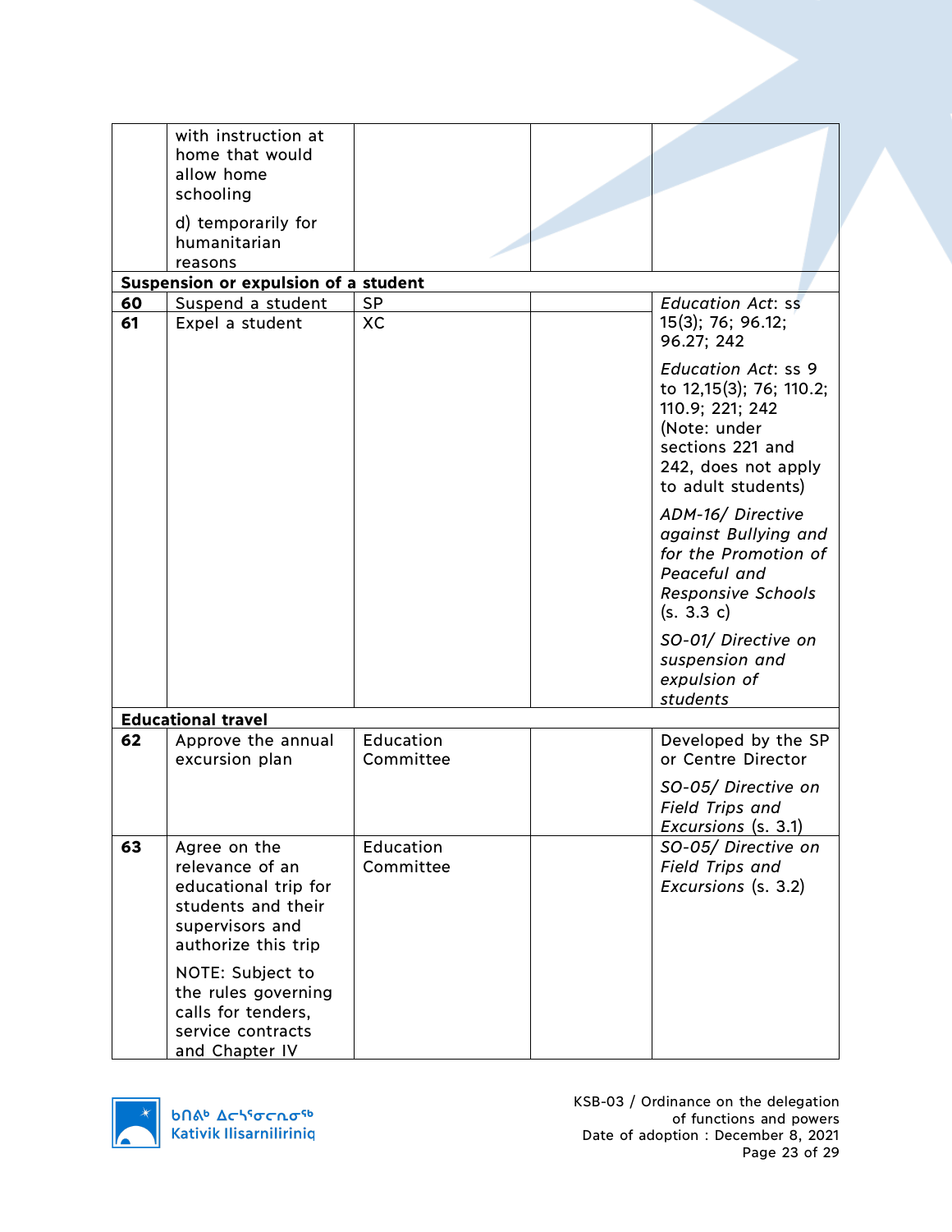| | | | | |
|---|---|---|---|---|
| | with instruction at home that would allow home schooling<br><br>d) temporarily for humanitarian reasons | | | |
| **Suspension or expulsion of a student** | | | | |
| **60** | Suspend a student | SP | | *Education Act*: ss 15(3); 76; 96.12; 96.27; 242 |
| **61** | Expel a student | XC | | *Education Act*: ss 9 to 12,15(3); 76; 110.2; 110.9; 221; 242 (Note: under sections 221 and 242, does not apply to adult students)<br><br>*ADM-16/ Directive against Bullying and for the Promotion of Peaceful and Responsive Schools* (s. 3.3 c)<br><br>*SO-01/ Directive on suspension and expulsion of students* |
| **Educational travel** | | | | |
| **62** | Approve the annual excursion plan | Education Committee | | Developed by the SP or Centre Director<br><br>*SO-05/ Directive on Field Trips and Excursions* (s. 3.1) |
| **63** | Agree on the relevance of an educational trip for students and their supervisors and authorize this trip<br><br>NOTE: Subject to the rules governing calls for tenders, service contracts and Chapter IV | Education Committee | | *SO-05/ Directive on Field Trips and Excursions* (s. 3.2) |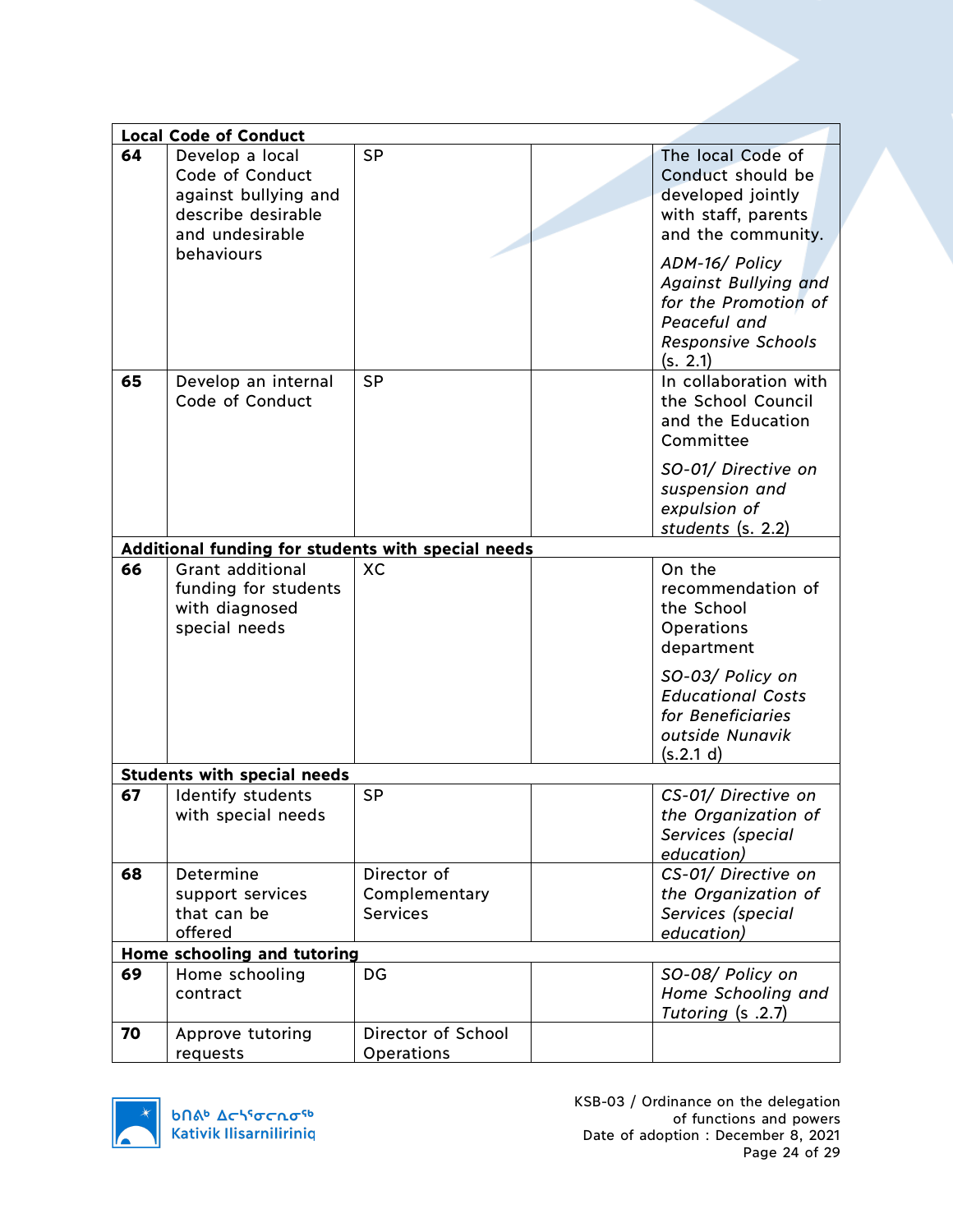| | | | | |
|---|---|---|---|---|
| **Local Code of Conduct** | | | | |
| **64** | Develop a local Code of Conduct against bullying and describe desirable and undesirable behaviours | SP | | The local Code of Conduct should be developed jointly with staff, parents and the community. *ADM-16/ Policy Against Bullying and for the Promotion of Peaceful and Responsive Schools* (s. 2.1) |
| **65** | Develop an internal Code of Conduct | SP | | In collaboration with the School Council and the Education Committee *SO-01/ Directive on suspension and expulsion of students* (s. 2.2) |
| **Additional funding for students with special needs** | | | | |
| **66** | Grant additional funding for students with diagnosed special needs | XC | | On the recommendation of the School Operations department *SO-03/ Policy on Educational Costs for Beneficiaries outside Nunavik* (s.2.1 d) |
| **Students with special needs** | | | | |
| **67** | Identify students with special needs | SP | | *CS-01/ Directive on the Organization of Services (special education)* |
| **68** | Determine support services that can be offered | Director of Complementary Services | | *CS-01/ Directive on the Organization of Services (special education)* |
| **Home schooling and tutoring** | | | | |
| **69** | Home schooling contract | DG | | *SO-08/ Policy on Home Schooling and Tutoring* (s .2.7) |
| **70** | Approve tutoring requests | Director of School Operations | | |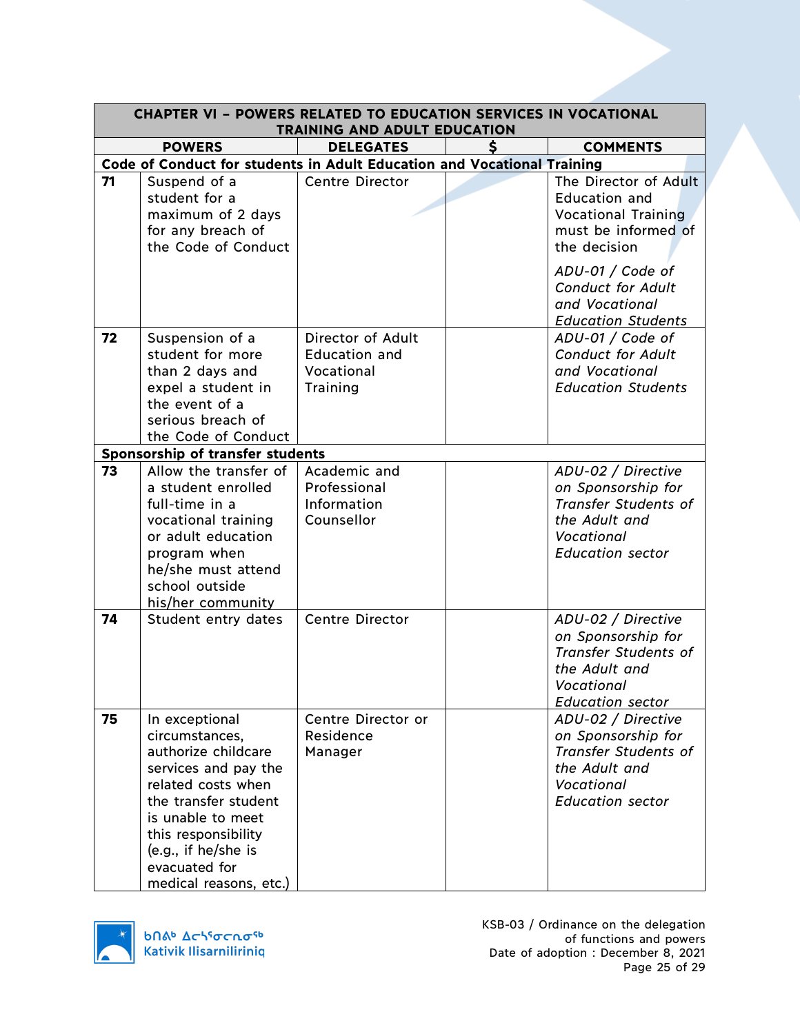| CHAPTER VI – POWERS RELATED TO EDUCATION SERVICES IN VOCATIONAL TRAINING AND ADULT EDUCATION | | | | |
|---|---|---|---|---|
| **POWERS** | | **DELEGATES** | **$** | **COMMENTS** |
| **Code of Conduct for students in Adult Education and Vocational Training** | | | | |
| **71** | Suspend of a student for a maximum of 2 days for any breach of the Code of Conduct | Centre Director | | The Director of Adult Education and Vocational Training must be informed of the decision<br><br>*ADU-01 / Code of Conduct for Adult and Vocational Education Students* |
| **72** | Suspension of a student for more than 2 days and expel a student in the event of a serious breach of the Code of Conduct | Director of Adult Education and Vocational Training | | *ADU-01 / Code of Conduct for Adult and Vocational Education Students* |
| **Sponsorship of transfer students** | | | | |
| **73** | Allow the transfer of a student enrolled full-time in a vocational training or adult education program when he/she must attend school outside his/her community | Academic and Professional Information Counsellor | | *ADU-02 / Directive on Sponsorship for Transfer Students of the Adult and Vocational Education sector* |
| **74** | Student entry dates | Centre Director | | *ADU-02 / Directive on Sponsorship for Transfer Students of the Adult and Vocational Education sector* |
| **75** | In exceptional circumstances, authorize childcare services and pay the related costs when the transfer student is unable to meet this responsibility (e.g., if he/she is evacuated for medical reasons, etc.) | Centre Director or Residence Manager | | *ADU-02 / Directive on Sponsorship for Transfer Students of the Adult and Vocational Education sector* |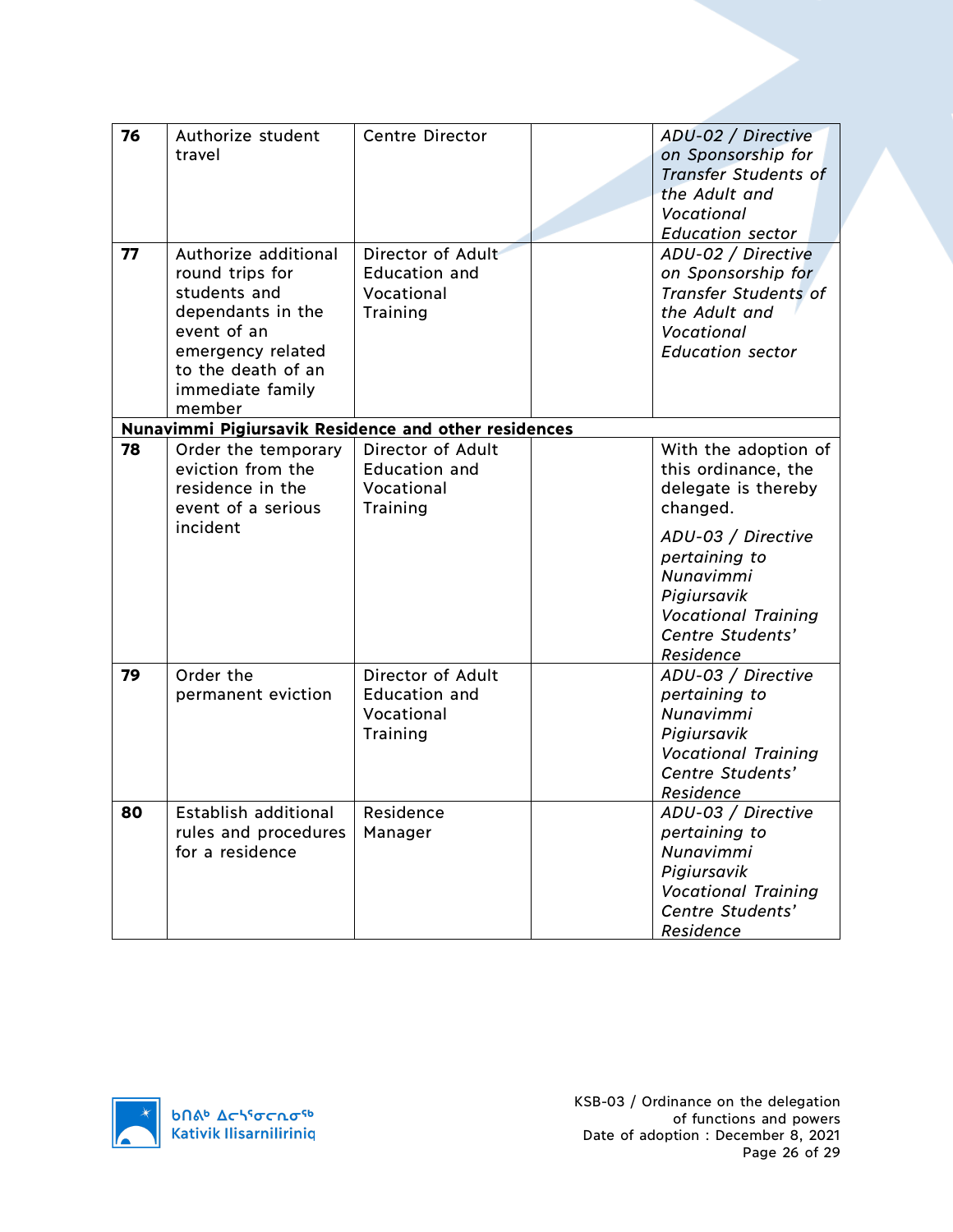| | | | | |
|---|---|---|---|---|
| **76** | Authorize student travel | Centre Director | | *ADU-02 / Directive on Sponsorship for Transfer Students of the Adult and Vocational Education sector* |
| **77** | Authorize additional round trips for students and dependants in the event of an emergency related to the death of an immediate family member | Director of Adult Education and Vocational Training | | *ADU-02 / Directive on Sponsorship for Transfer Students of the Adult and Vocational Education sector* |
| **Nunavimmi Pigiursavik Residence and other residences** | | | | |
| **78** | Order the temporary eviction from the residence in the event of a serious incident | Director of Adult Education and Vocational Training | | With the adoption of this ordinance, the delegate is thereby changed. *ADU-03 / Directive pertaining to Nunavimmi Pigiursavik Vocational Training Centre Students' Residence* |
| **79** | Order the permanent eviction | Director of Adult Education and Vocational Training | | *ADU-03 / Directive pertaining to Nunavimmi Pigiursavik Vocational Training Centre Students' Residence* |
| **80** | Establish additional rules and procedures for a residence | Residence Manager | | *ADU-03 / Directive pertaining to Nunavimmi Pigiursavik Vocational Training Centre Students' Residence* |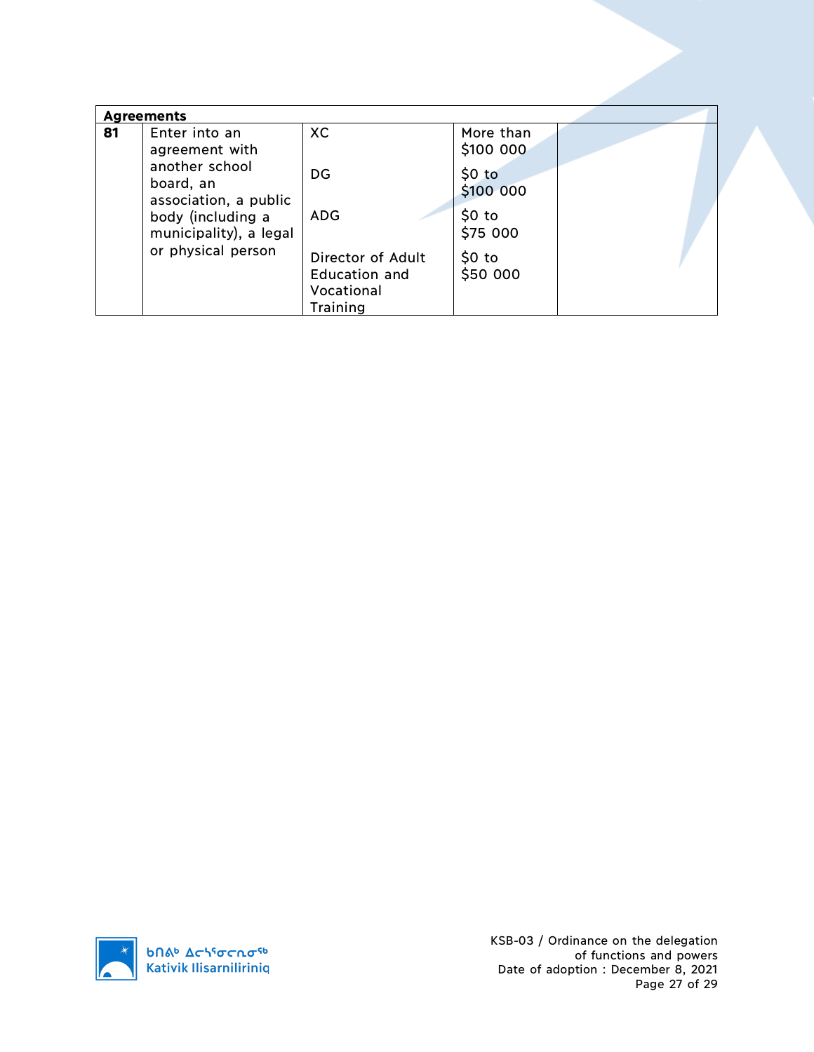| Agreements | | | | |
|---|---|---|---|---|
| **81** | Enter into an agreement with another school board, an association, a public body (including a municipality), a legal or physical person | XC<br><br>DG<br><br>ADG<br><br>Director of Adult Education and Vocational Training | More than $100 000<br><br>$0 to $100 000<br><br>$0 to $75 000<br><br>$0 to $50 000 | |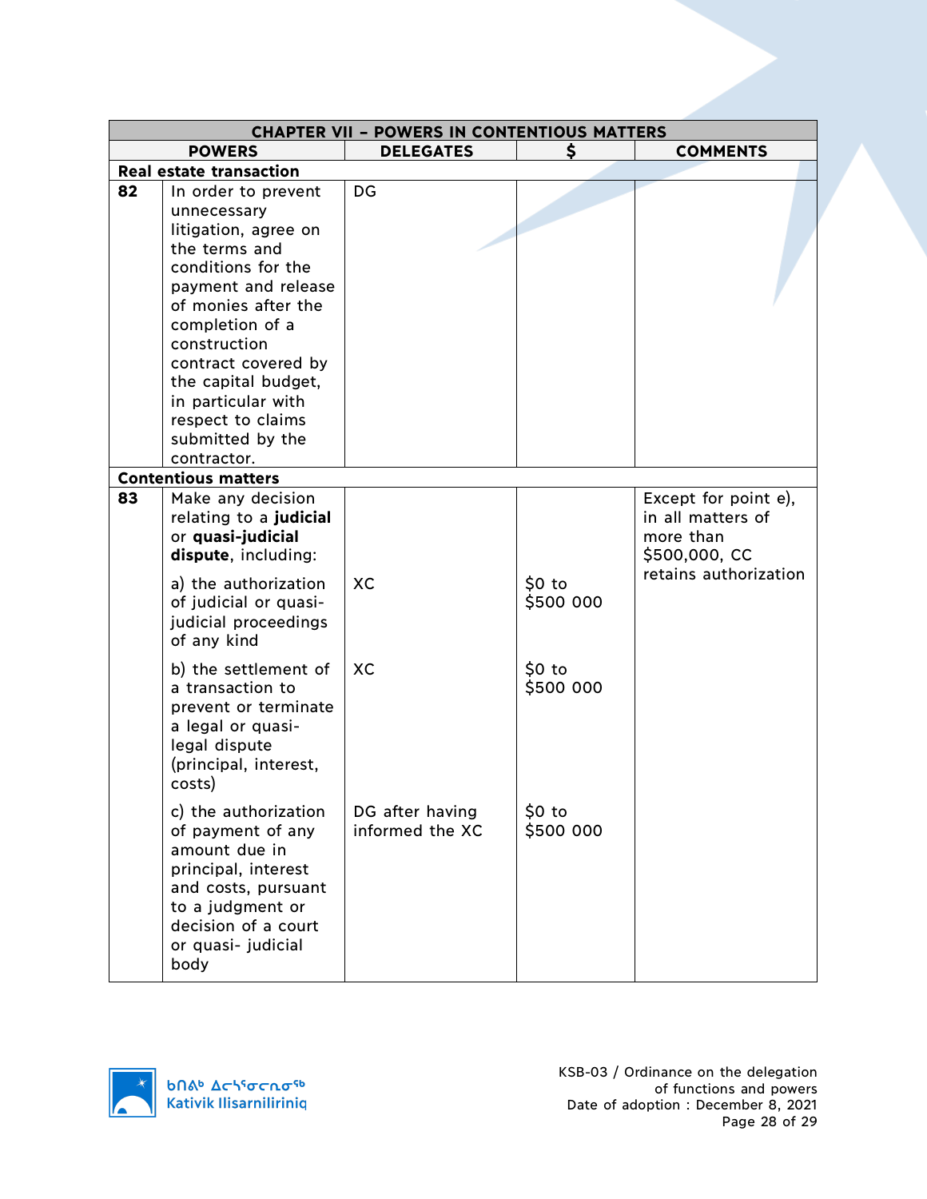| CHAPTER VII – POWERS IN CONTENTIOUS MATTERS | | | | |
|---|---|---|---|---|
| **POWERS** | | **DELEGATES** | **$** | **COMMENTS** |
| **Real estate transaction** | | | | |
| **82** | In order to prevent unnecessary litigation, agree on the terms and conditions for the payment and release of monies after the completion of a construction contract covered by the capital budget, in particular with respect to claims submitted by the contractor. | DG | | |
| **Contentious matters** | | | | |
| **83** | Make any decision relating to a **judicial** or **quasi-judicial dispute**, including: | | | Except for point e), in all matters of more than $500,000, CC retains authorization |
| | a) the authorization of judicial or quasi-judicial proceedings of any kind | XC | $0 to $500 000 | |
| | b) the settlement of a transaction to prevent or terminate a legal or quasi-legal dispute (principal, interest, costs) | XC | $0 to $500 000 | |
| | c) the authorization of payment of any amount due in principal, interest and costs, pursuant to a judgment or decision of a court or quasi- judicial body | DG after having informed the XC | $0 to $500 000 | |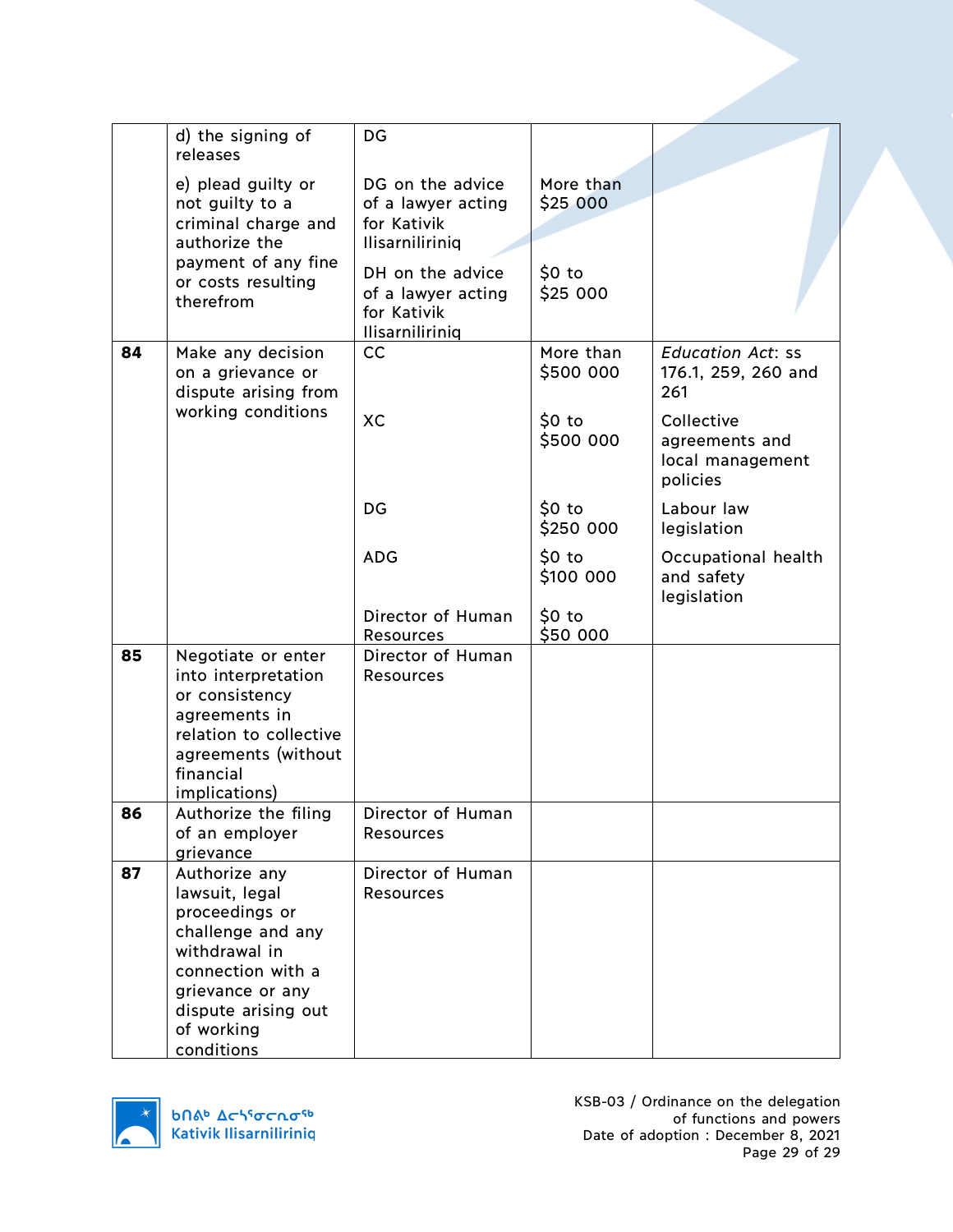| | | | | |
|---|---|---|---|---|
| | d) the signing of releases | DG | | |
| | e) plead guilty or not guilty to a criminal charge and authorize the payment of any fine or costs resulting therefrom | DG on the advice of a lawyer acting for Kativik Ilisarniliriniq | More than $25 000 | |
| | | DH on the advice of a lawyer acting for Kativik Ilisarniliriniq | $0 to $25 000 | |
| **84** | Make any decision on a grievance or dispute arising from working conditions | CC | More than $500 000 | *Education Act*: ss 176.1, 259, 260 and 261 |
| | | XC | $0 to $500 000 | Collective agreements and local management policies |
| | | DG | $0 to $250 000 | Labour law legislation |
| | | ADG | $0 to $100 000 | Occupational health and safety legislation |
| | | Director of Human Resources | $0 to $50 000 | |
| **85** | Negotiate or enter into interpretation or consistency agreements in relation to collective agreements (without financial implications) | Director of Human Resources | | |
| **86** | Authorize the filing of an employer grievance | Director of Human Resources | | |
| **87** | Authorize any lawsuit, legal proceedings or challenge and any withdrawal in connection with a grievance or any dispute arising out of working conditions | Director of Human Resources | | |

ᑲᑎᕝᕕᒃ ᐃᓕᓴᕐᓂᓕᕆᓂᖅ
Kativik Ilisarniliriniq

KSB-03 / Ordinance on the delegation of functions and powers
Date of adoption : December 8, 2021